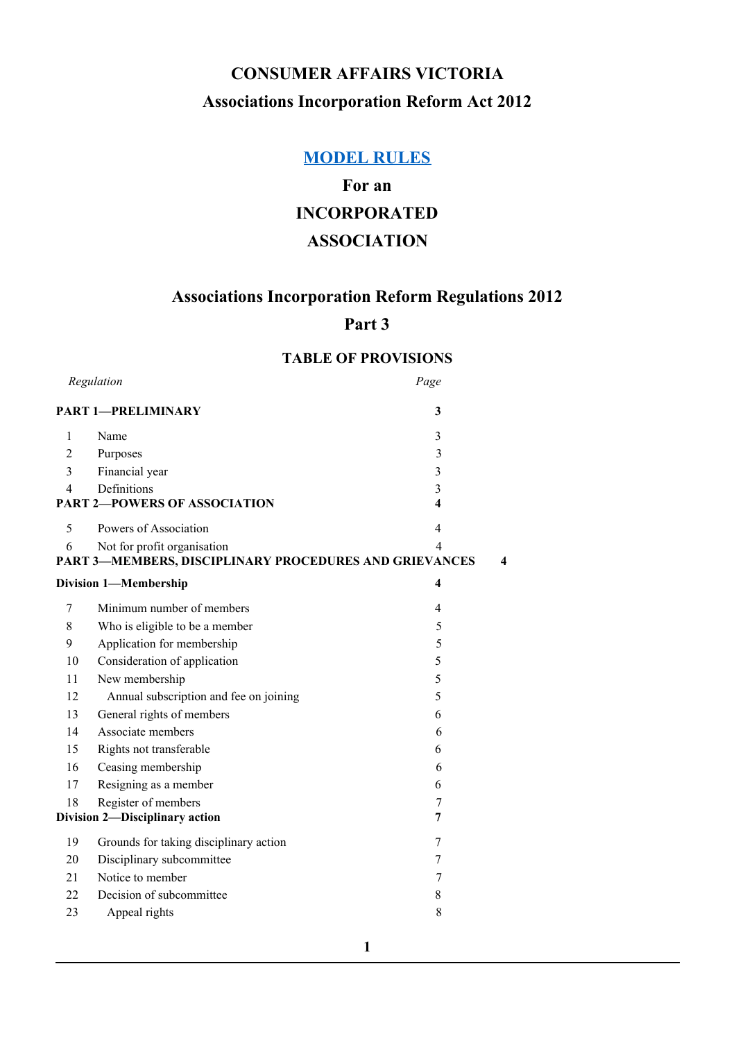# CONSUMER AFFAIRS VICTORIA

## Associations Incorporation Reform Act 2012

## MODEL RULES

## For an

## INCORPORATED

## ASSOCIATION

## Associations Incorporation Reform Regulations 2012

## Part 3

### TABLE OF PROVISIONS

| Regulation | | Page |
|---|---|---|
| **PART 1—PRELIMINARY** | | **3** |
| 1 | Name | 3 |
| 2 | Purposes | 3 |
| 3 | Financial year | 3 |
| 4 | Definitions | 3 |
| **PART 2—POWERS OF ASSOCIATION** | | **4** |
| 5 | Powers of Association | 4 |
| 6 | Not for profit organisation | 4 |
| **PART 3—MEMBERS, DISCIPLINARY PROCEDURES AND GRIEVANCES** | | **4** |
| **Division 1—Membership** | | **4** |
| 7 | Minimum number of members | 4 |
| 8 | Who is eligible to be a member | 5 |
| 9 | Application for membership | 5 |
| 10 | Consideration of application | 5 |
| 11 | New membership | 5 |
| 12 | Annual subscription and fee on joining | 5 |
| 13 | General rights of members | 6 |
| 14 | Associate members | 6 |
| 15 | Rights not transferable | 6 |
| 16 | Ceasing membership | 6 |
| 17 | Resigning as a member | 6 |
| 18 | Register of members | 7 |
| **Division 2—Disciplinary action** | | **7** |
| 19 | Grounds for taking disciplinary action | 7 |
| 20 | Disciplinary subcommittee | 7 |
| 21 | Notice to member | 7 |
| 22 | Decision of subcommittee | 8 |
| 23 | Appeal rights | 8 |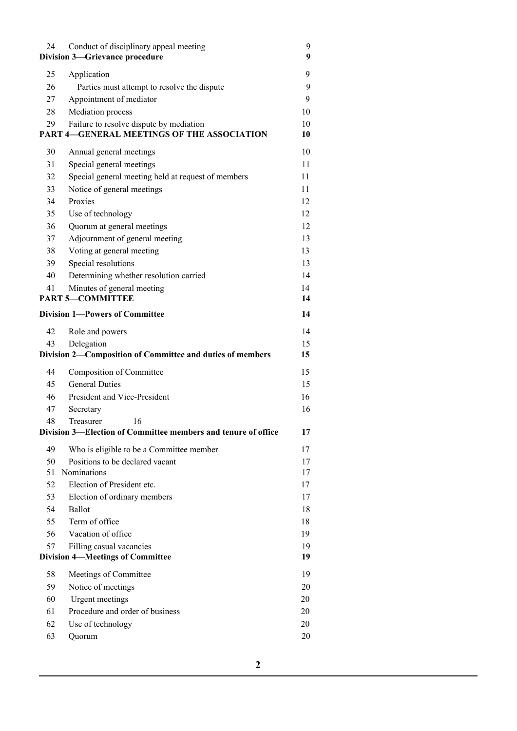| | | |
|---|---|---|
| 24 | Conduct of disciplinary appeal meeting | 9 |
| **Division 3—Grievance procedure** | | **9** |
| 25 | Application | 9 |
| 26 | Parties must attempt to resolve the dispute | 9 |
| 27 | Appointment of mediator | 9 |
| 28 | Mediation process | 10 |
| 29 | Failure to resolve dispute by mediation | 10 |
| **PART 4—GENERAL MEETINGS OF THE ASSOCIATION** | | **10** |
| 30 | Annual general meetings | 10 |
| 31 | Special general meetings | 11 |
| 32 | Special general meeting held at request of members | 11 |
| 33 | Notice of general meetings | 11 |
| 34 | Proxies | 12 |
| 35 | Use of technology | 12 |
| 36 | Quorum at general meetings | 12 |
| 37 | Adjournment of general meeting | 13 |
| 38 | Voting at general meeting | 13 |
| 39 | Special resolutions | 13 |
| 40 | Determining whether resolution carried | 14 |
| 41 | Minutes of general meeting | 14 |
| **PART 5—COMMITTEE** | | **14** |
| **Division 1—Powers of Committee** | | **14** |
| 42 | Role and powers | 14 |
| 43 | Delegation | 15 |
| **Division 2—Composition of Committee and duties of members** | | **15** |
| 44 | Composition of Committee | 15 |
| 45 | General Duties | 15 |
| 46 | President and Vice-President | 16 |
| 47 | Secretary | 16 |
| 48 | Treasurer | 16 |
| **Division 3—Election of Committee members and tenure of office** | | **17** |
| 49 | Who is eligible to be a Committee member | 17 |
| 50 | Positions to be declared vacant | 17 |
| 51 | Nominations | 17 |
| 52 | Election of President etc. | 17 |
| 53 | Election of ordinary members | 17 |
| 54 | Ballot | 18 |
| 55 | Term of office | 18 |
| 56 | Vacation of office | 19 |
| 57 | Filling casual vacancies | 19 |
| **Division 4—Meetings of Committee** | | **19** |
| 58 | Meetings of Committee | 19 |
| 59 | Notice of meetings | 20 |
| 60 | Urgent meetings | 20 |
| 61 | Procedure and order of business | 20 |
| 62 | Use of technology | 20 |
| 63 | Quorum | 20 |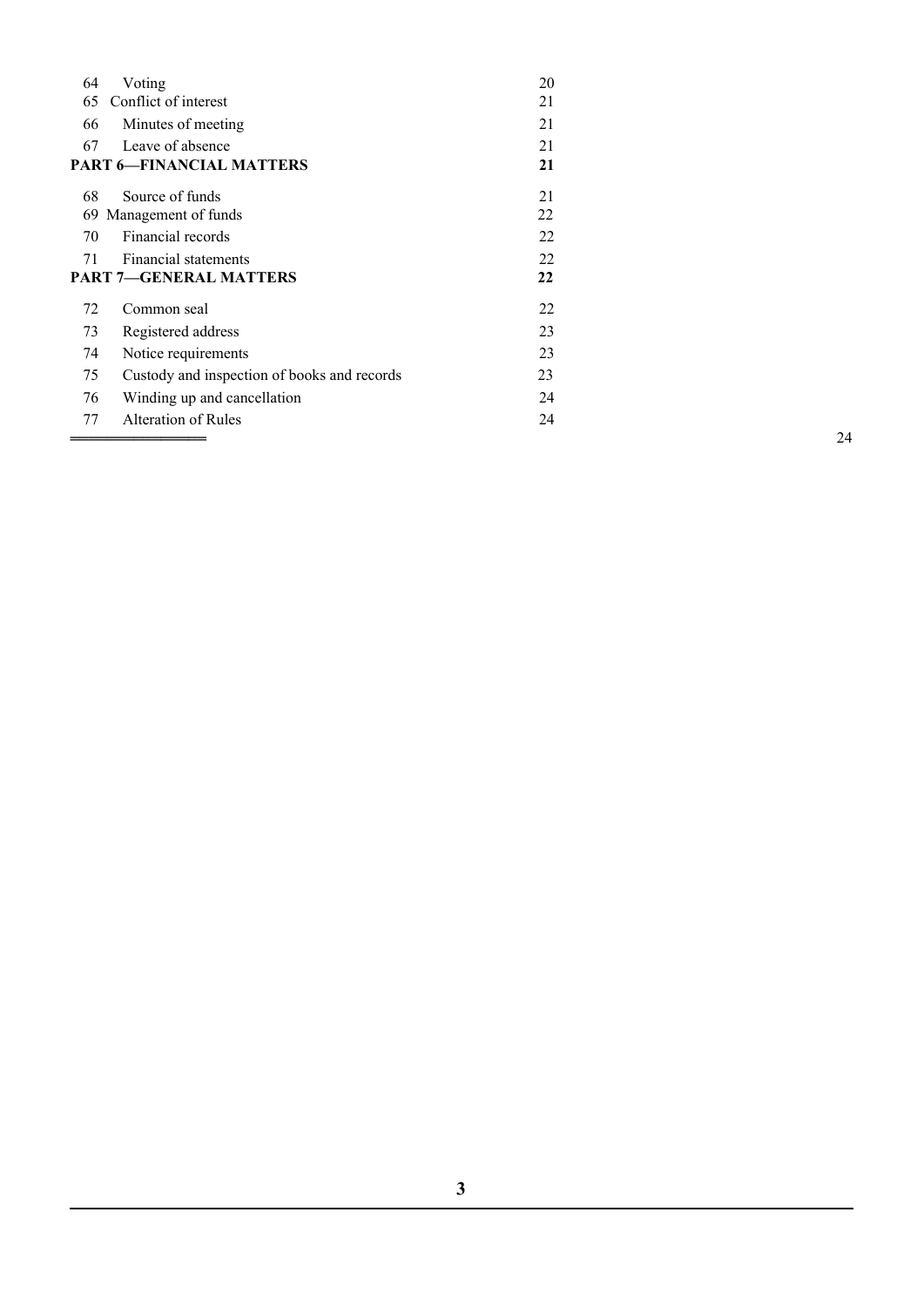| | | |
|---|---|---|
| 64 | Voting | 20 |
| 65 | Conflict of interest | 21 |
| 66 | Minutes of meeting | 21 |
| 67 | Leave of absence | 21 |
| **PART 6—FINANCIAL MATTERS** | | **21** |
| 68 | Source of funds | 21 |
| 69 | Management of funds | 22 |
| 70 | Financial records | 22 |
| 71 | Financial statements | 22 |
| **PART 7—GENERAL MATTERS** | | **22** |
| 72 | Common seal | 22 |
| 73 | Registered address | 23 |
| 74 | Notice requirements | 23 |
| 75 | Custody and inspection of books and records | 23 |
| 76 | Winding up and cancellation | 24 |
| 77 | Alteration of Rules | 24 |

═══════════════ 24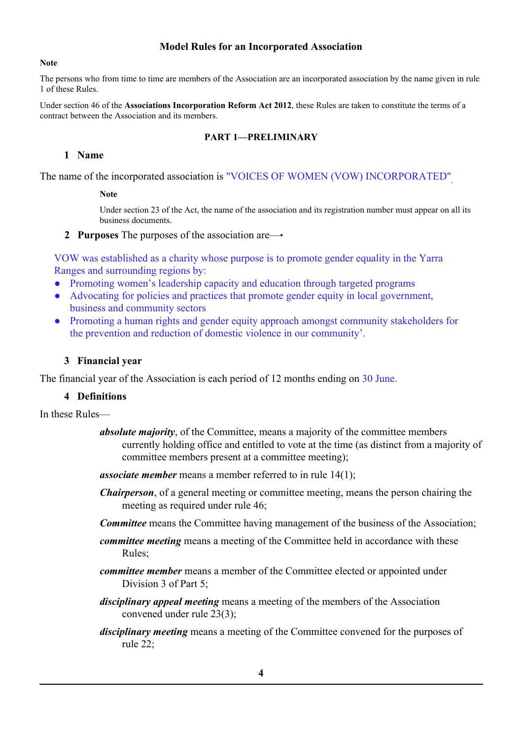## Model Rules for an Incorporated Association

**Note**

The persons who from time to time are members of the Association are an incorporated association by the name given in rule 1 of these Rules.

Under section 46 of the **Associations Incorporation Reform Act 2012**, these Rules are taken to constitute the terms of a contract between the Association and its members.

### PART 1—PRELIMINARY

#### 1 Name

The name of the incorporated association is "VOICES OF WOMEN (VOW) INCORPORATED".

**Note**

Under section 23 of the Act, the name of the association and its registration number must appear on all its business documents.

#### 2 Purposes

The purposes of the association are—•

VOW was established as a charity whose purpose is to promote gender equality in the Yarra Ranges and surrounding regions by:

- Promoting women's leadership capacity and education through targeted programs
- Advocating for policies and practices that promote gender equity in local government, business and community sectors
- Promoting a human rights and gender equity approach amongst community stakeholders for the prevention and reduction of domestic violence in our community'.

#### 3 Financial year

The financial year of the Association is each period of 12 months ending on 30 June.

#### 4 Definitions

In these Rules—

***absolute majority***, of the Committee, means a majority of the committee members currently holding office and entitled to vote at the time (as distinct from a majority of committee members present at a committee meeting);

***associate member*** means a member referred to in rule 14(1);

***Chairperson***, of a general meeting or committee meeting, means the person chairing the meeting as required under rule 46;

***Committee*** means the Committee having management of the business of the Association;

***committee meeting*** means a meeting of the Committee held in accordance with these Rules;

***committee member*** means a member of the Committee elected or appointed under Division 3 of Part 5;

***disciplinary appeal meeting*** means a meeting of the members of the Association convened under rule 23(3);

***disciplinary meeting*** means a meeting of the Committee convened for the purposes of rule 22;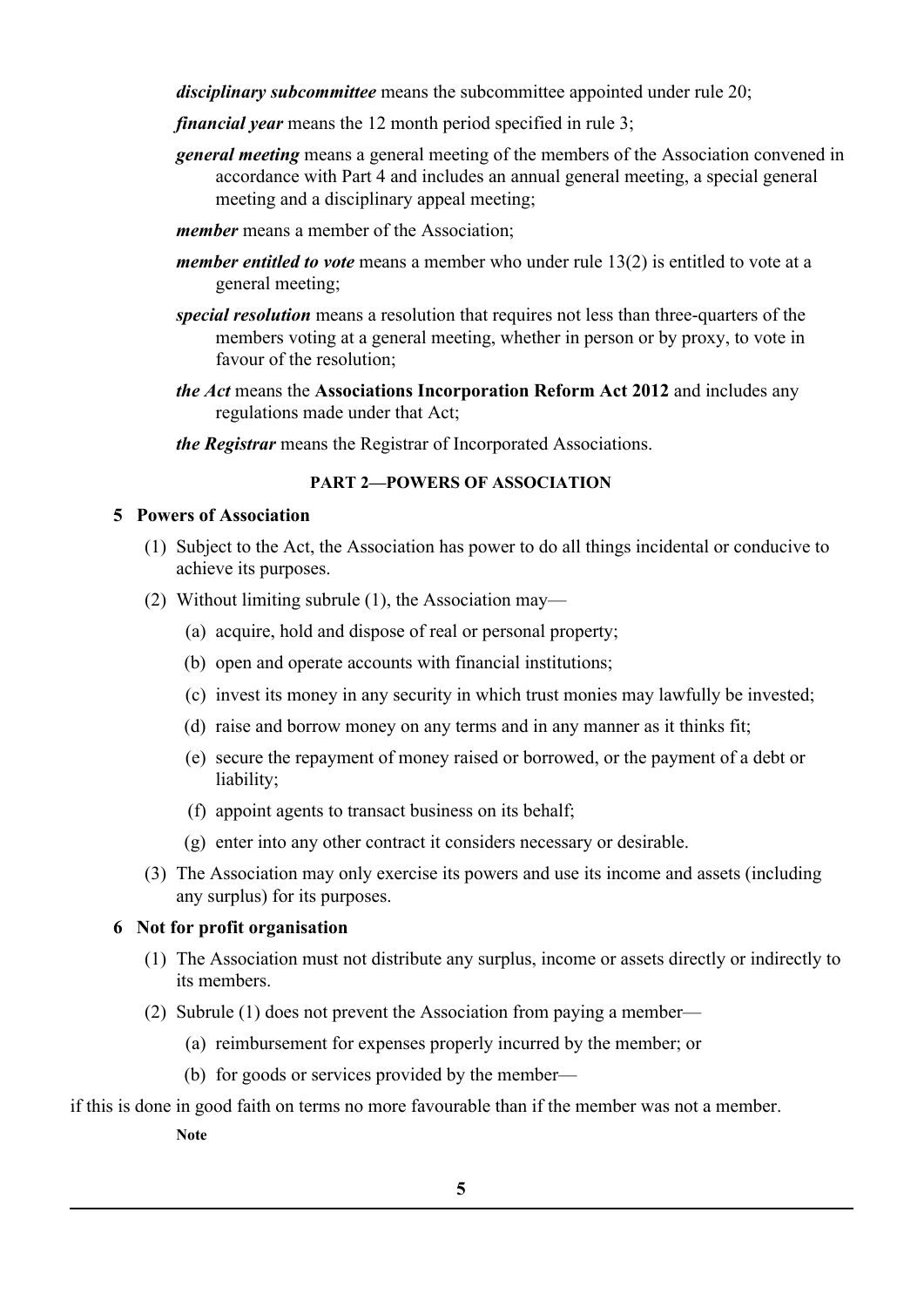***disciplinary subcommittee*** means the subcommittee appointed under rule 20;

***financial year*** means the 12 month period specified in rule 3;

***general meeting*** means a general meeting of the members of the Association convened in accordance with Part 4 and includes an annual general meeting, a special general meeting and a disciplinary appeal meeting;

***member*** means a member of the Association;

***member entitled to vote*** means a member who under rule 13(2) is entitled to vote at a general meeting;

***special resolution*** means a resolution that requires not less than three-quarters of the members voting at a general meeting, whether in person or by proxy, to vote in favour of the resolution;

***the Act*** means the **Associations Incorporation Reform Act 2012** and includes any regulations made under that Act;

***the Registrar*** means the Registrar of Incorporated Associations.

## PART 2—POWERS OF ASSOCIATION

### 5 Powers of Association

(1) Subject to the Act, the Association has power to do all things incidental or conducive to achieve its purposes.

(2) Without limiting subrule (1), the Association may—

(a) acquire, hold and dispose of real or personal property;

(b) open and operate accounts with financial institutions;

(c) invest its money in any security in which trust monies may lawfully be invested;

(d) raise and borrow money on any terms and in any manner as it thinks fit;

(e) secure the repayment of money raised or borrowed, or the payment of a debt or liability;

(f) appoint agents to transact business on its behalf;

(g) enter into any other contract it considers necessary or desirable.

(3) The Association may only exercise its powers and use its income and assets (including any surplus) for its purposes.

### 6 Not for profit organisation

(1) The Association must not distribute any surplus, income or assets directly or indirectly to its members.

(2) Subrule (1) does not prevent the Association from paying a member—

(a) reimbursement for expenses properly incurred by the member; or

(b) for goods or services provided by the member—

if this is done in good faith on terms no more favourable than if the member was not a member.

**Note**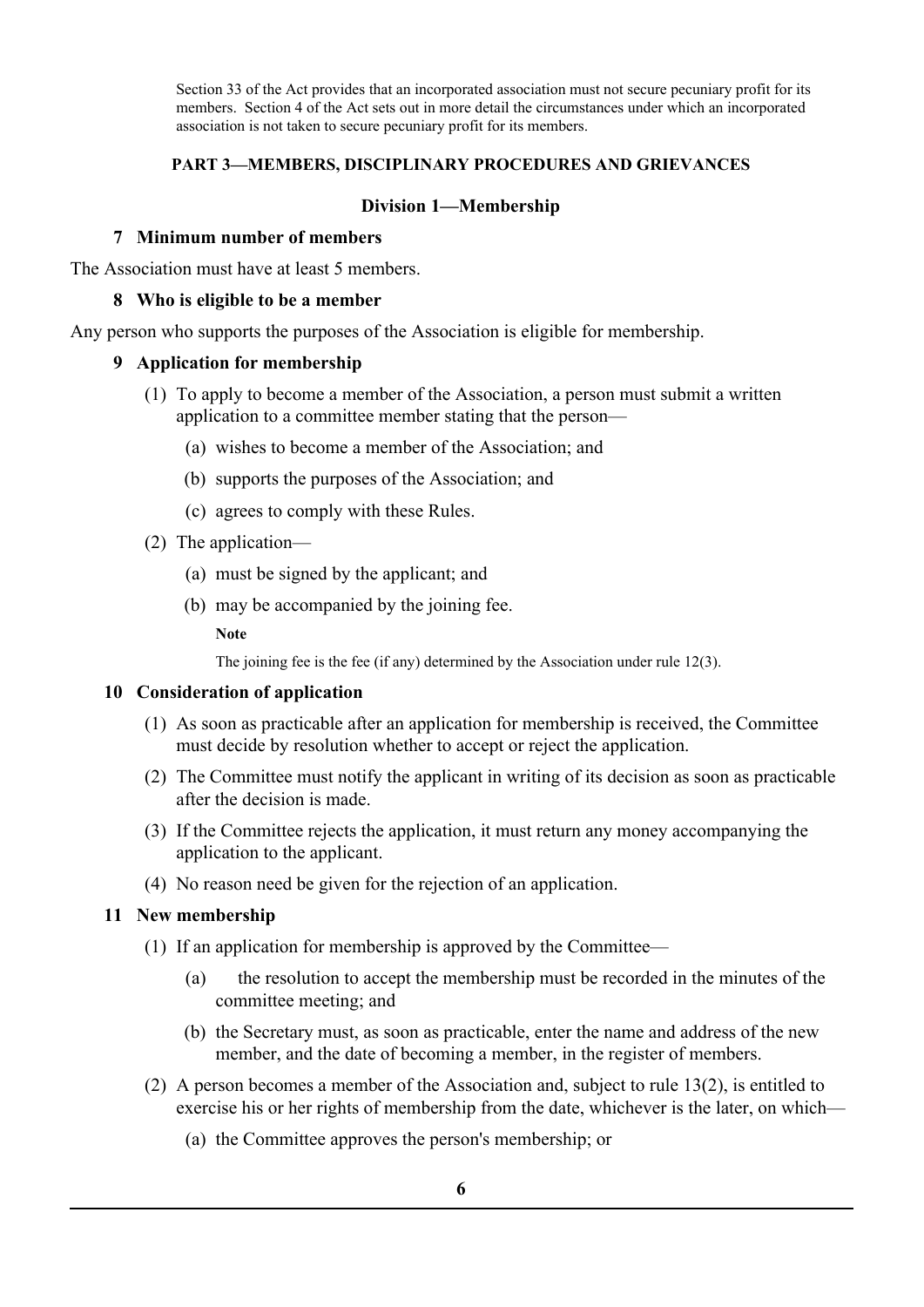Section 33 of the Act provides that an incorporated association must not secure pecuniary profit for its members. Section 4 of the Act sets out in more detail the circumstances under which an incorporated association is not taken to secure pecuniary profit for its members.

## PART 3—MEMBERS, DISCIPLINARY PROCEDURES AND GRIEVANCES

### Division 1—Membership

**7 Minimum number of members**

The Association must have at least 5 members.

**8 Who is eligible to be a member**

Any person who supports the purposes of the Association is eligible for membership.

**9 Application for membership**

(1) To apply to become a member of the Association, a person must submit a written application to a committee member stating that the person—

- (a) wishes to become a member of the Association; and
- (b) supports the purposes of the Association; and
- (c) agrees to comply with these Rules.

(2) The application—

- (a) must be signed by the applicant; and
- (b) may be accompanied by the joining fee.

**Note**

The joining fee is the fee (if any) determined by the Association under rule 12(3).

**10 Consideration of application**

(1) As soon as practicable after an application for membership is received, the Committee must decide by resolution whether to accept or reject the application.

(2) The Committee must notify the applicant in writing of its decision as soon as practicable after the decision is made.

(3) If the Committee rejects the application, it must return any money accompanying the application to the applicant.

(4) No reason need be given for the rejection of an application.

**11 New membership**

(1) If an application for membership is approved by the Committee—

- (a) the resolution to accept the membership must be recorded in the minutes of the committee meeting; and
- (b) the Secretary must, as soon as practicable, enter the name and address of the new member, and the date of becoming a member, in the register of members.

(2) A person becomes a member of the Association and, subject to rule 13(2), is entitled to exercise his or her rights of membership from the date, whichever is the later, on which—

- (a) the Committee approves the person's membership; or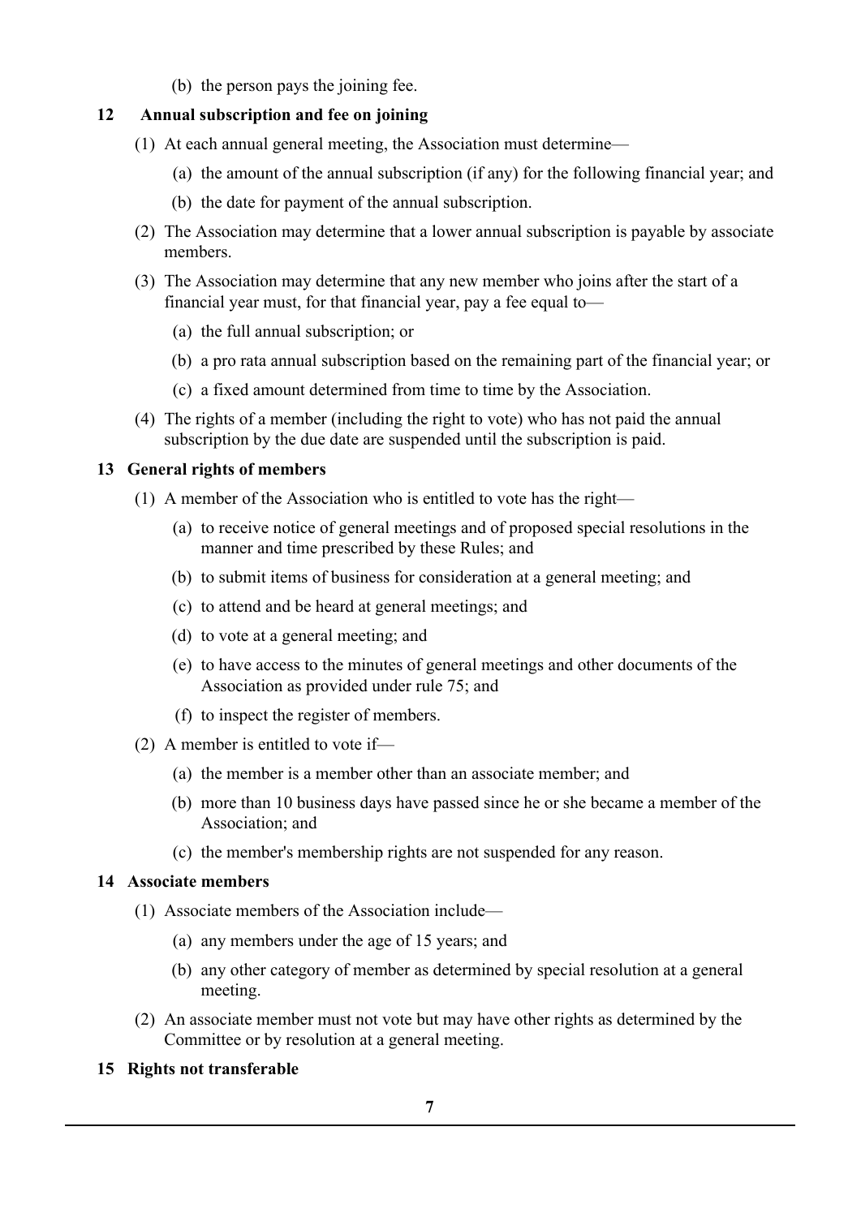(b) the person pays the joining fee.

## 12 Annual subscription and fee on joining

(1) At each annual general meeting, the Association must determine—

(a) the amount of the annual subscription (if any) for the following financial year; and

(b) the date for payment of the annual subscription.

(2) The Association may determine that a lower annual subscription is payable by associate members.

(3) The Association may determine that any new member who joins after the start of a financial year must, for that financial year, pay a fee equal to—

(a) the full annual subscription; or

(b) a pro rata annual subscription based on the remaining part of the financial year; or

(c) a fixed amount determined from time to time by the Association.

(4) The rights of a member (including the right to vote) who has not paid the annual subscription by the due date are suspended until the subscription is paid.

## 13 General rights of members

(1) A member of the Association who is entitled to vote has the right—

(a) to receive notice of general meetings and of proposed special resolutions in the manner and time prescribed by these Rules; and

(b) to submit items of business for consideration at a general meeting; and

(c) to attend and be heard at general meetings; and

(d) to vote at a general meeting; and

(e) to have access to the minutes of general meetings and other documents of the Association as provided under rule 75; and

(f) to inspect the register of members.

(2) A member is entitled to vote if—

(a) the member is a member other than an associate member; and

(b) more than 10 business days have passed since he or she became a member of the Association; and

(c) the member's membership rights are not suspended for any reason.

## 14 Associate members

(1) Associate members of the Association include—

(a) any members under the age of 15 years; and

(b) any other category of member as determined by special resolution at a general meeting.

(2) An associate member must not vote but may have other rights as determined by the Committee or by resolution at a general meeting.

## 15 Rights not transferable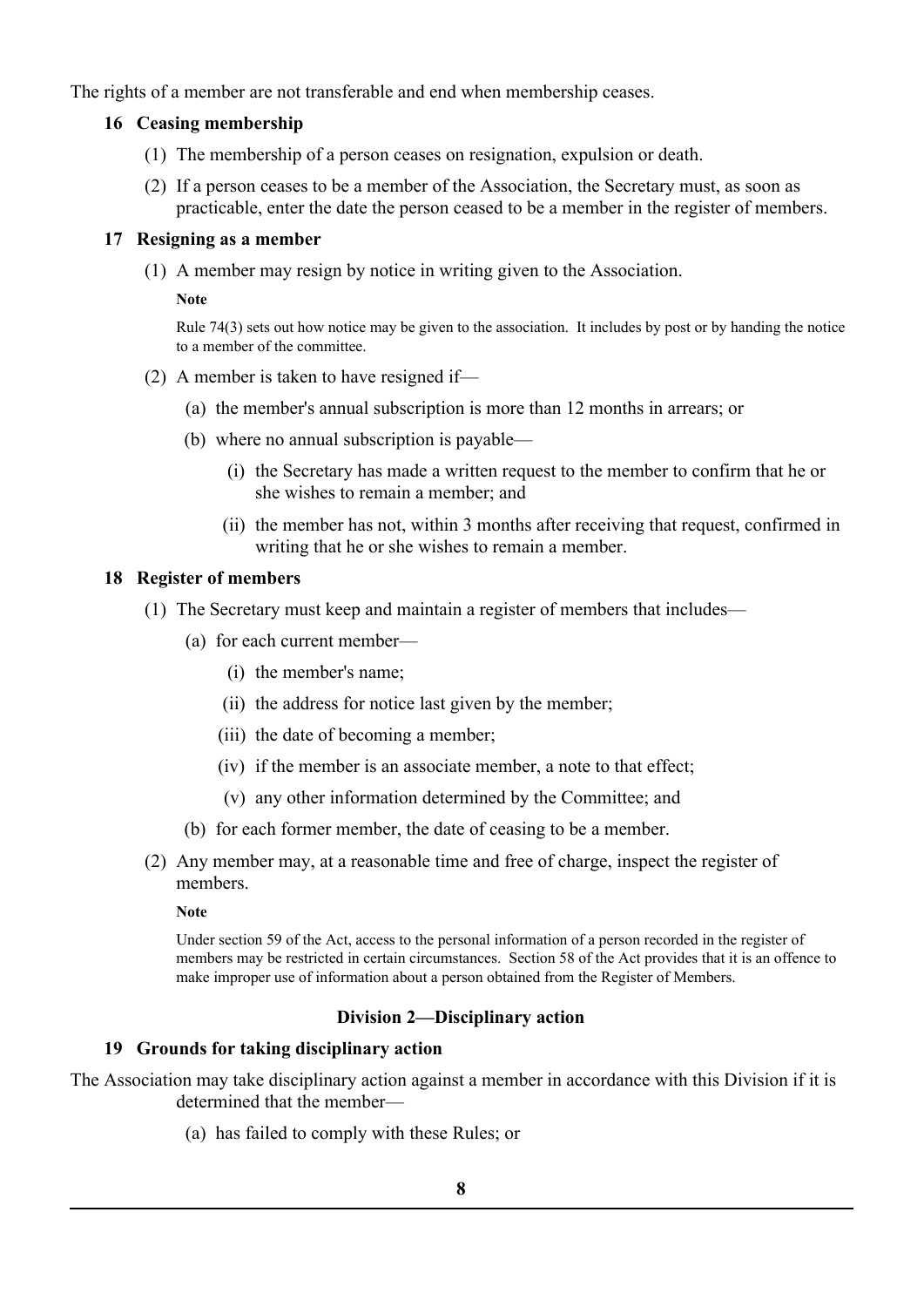The rights of a member are not transferable and end when membership ceases.

### 16 Ceasing membership

(1) The membership of a person ceases on resignation, expulsion or death.

(2) If a person ceases to be a member of the Association, the Secretary must, as soon as practicable, enter the date the person ceased to be a member in the register of members.

### 17 Resigning as a member

(1) A member may resign by notice in writing given to the Association.

**Note**

Rule 74(3) sets out how notice may be given to the association. It includes by post or by handing the notice to a member of the committee.

(2) A member is taken to have resigned if—

(a) the member's annual subscription is more than 12 months in arrears; or

(b) where no annual subscription is payable—

(i) the Secretary has made a written request to the member to confirm that he or she wishes to remain a member; and

(ii) the member has not, within 3 months after receiving that request, confirmed in writing that he or she wishes to remain a member.

### 18 Register of members

(1) The Secretary must keep and maintain a register of members that includes—

(a) for each current member—

(i) the member's name;

(ii) the address for notice last given by the member;

(iii) the date of becoming a member;

(iv) if the member is an associate member, a note to that effect;

(v) any other information determined by the Committee; and

(b) for each former member, the date of ceasing to be a member.

(2) Any member may, at a reasonable time and free of charge, inspect the register of members.

**Note**

Under section 59 of the Act, access to the personal information of a person recorded in the register of members may be restricted in certain circumstances. Section 58 of the Act provides that it is an offence to make improper use of information about a person obtained from the Register of Members.

## Division 2—Disciplinary action

### 19 Grounds for taking disciplinary action

The Association may take disciplinary action against a member in accordance with this Division if it is determined that the member—

(a) has failed to comply with these Rules; or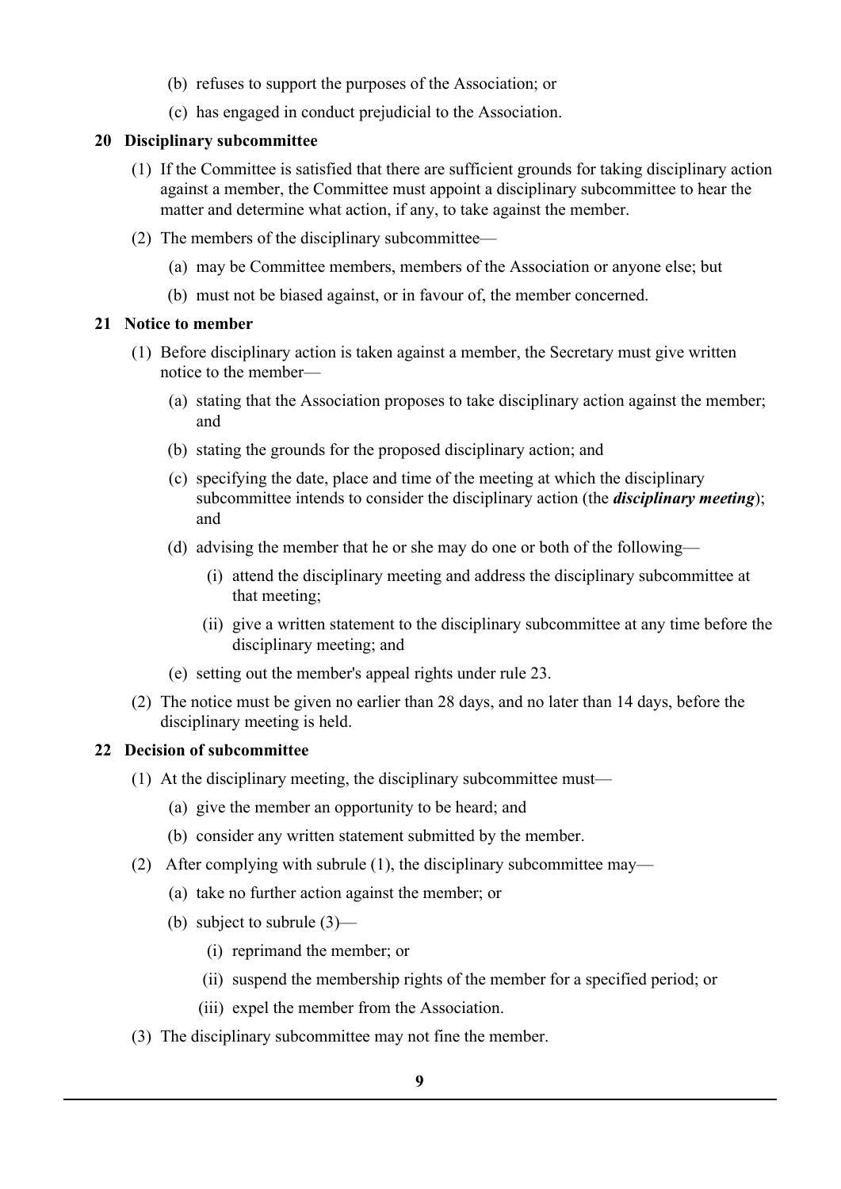(b) refuses to support the purposes of the Association; or

(c) has engaged in conduct prejudicial to the Association.

### 20 Disciplinary subcommittee

(1) If the Committee is satisfied that there are sufficient grounds for taking disciplinary action against a member, the Committee must appoint a disciplinary subcommittee to hear the matter and determine what action, if any, to take against the member.

(2) The members of the disciplinary subcommittee—

(a) may be Committee members, members of the Association or anyone else; but

(b) must not be biased against, or in favour of, the member concerned.

### 21 Notice to member

(1) Before disciplinary action is taken against a member, the Secretary must give written notice to the member—

(a) stating that the Association proposes to take disciplinary action against the member; and

(b) stating the grounds for the proposed disciplinary action; and

(c) specifying the date, place and time of the meeting at which the disciplinary subcommittee intends to consider the disciplinary action (the ***disciplinary meeting***); and

(d) advising the member that he or she may do one or both of the following—

(i) attend the disciplinary meeting and address the disciplinary subcommittee at that meeting;

(ii) give a written statement to the disciplinary subcommittee at any time before the disciplinary meeting; and

(e) setting out the member's appeal rights under rule 23.

(2) The notice must be given no earlier than 28 days, and no later than 14 days, before the disciplinary meeting is held.

### 22 Decision of subcommittee

(1) At the disciplinary meeting, the disciplinary subcommittee must—

(a) give the member an opportunity to be heard; and

(b) consider any written statement submitted by the member.

(2) After complying with subrule (1), the disciplinary subcommittee may—

(a) take no further action against the member; or

(b) subject to subrule (3)—

(i) reprimand the member; or

(ii) suspend the membership rights of the member for a specified period; or

(iii) expel the member from the Association.

(3) The disciplinary subcommittee may not fine the member.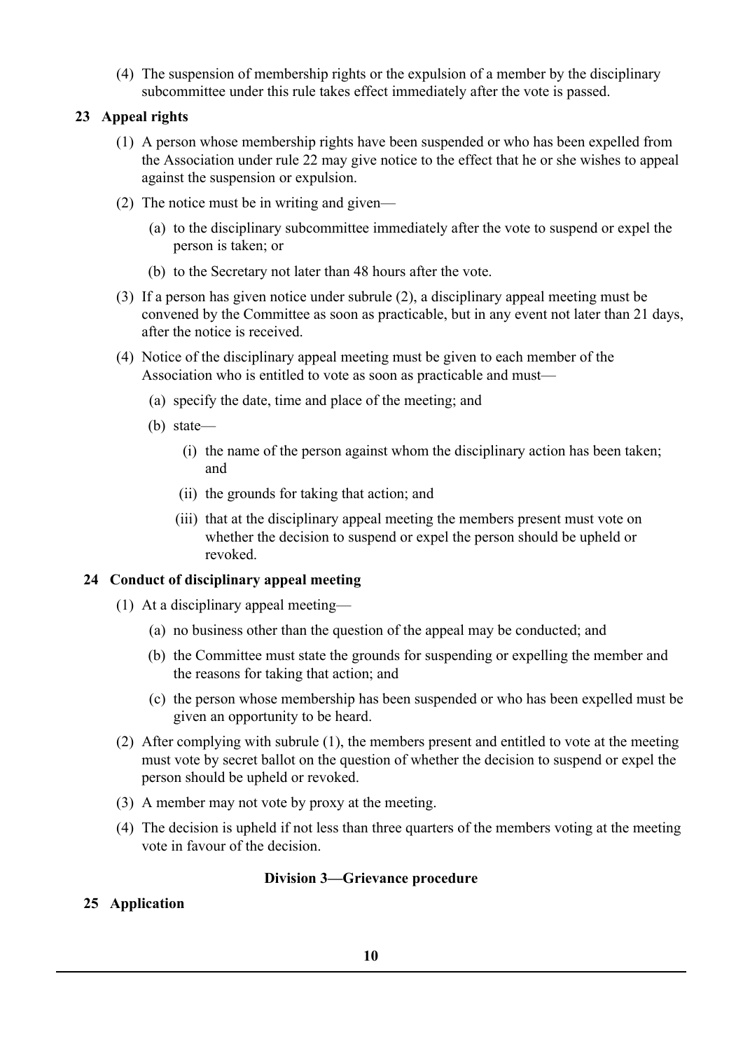(4) The suspension of membership rights or the expulsion of a member by the disciplinary subcommittee under this rule takes effect immediately after the vote is passed.

### 23 Appeal rights

(1) A person whose membership rights have been suspended or who has been expelled from the Association under rule 22 may give notice to the effect that he or she wishes to appeal against the suspension or expulsion.

(2) The notice must be in writing and given—

  (a) to the disciplinary subcommittee immediately after the vote to suspend or expel the person is taken; or

  (b) to the Secretary not later than 48 hours after the vote.

(3) If a person has given notice under subrule (2), a disciplinary appeal meeting must be convened by the Committee as soon as practicable, but in any event not later than 21 days, after the notice is received.

(4) Notice of the disciplinary appeal meeting must be given to each member of the Association who is entitled to vote as soon as practicable and must—

  (a) specify the date, time and place of the meeting; and

  (b) state—

    (i) the name of the person against whom the disciplinary action has been taken; and

    (ii) the grounds for taking that action; and

    (iii) that at the disciplinary appeal meeting the members present must vote on whether the decision to suspend or expel the person should be upheld or revoked.

### 24 Conduct of disciplinary appeal meeting

(1) At a disciplinary appeal meeting—

  (a) no business other than the question of the appeal may be conducted; and

  (b) the Committee must state the grounds for suspending or expelling the member and the reasons for taking that action; and

  (c) the person whose membership has been suspended or who has been expelled must be given an opportunity to be heard.

(2) After complying with subrule (1), the members present and entitled to vote at the meeting must vote by secret ballot on the question of whether the decision to suspend or expel the person should be upheld or revoked.

(3) A member may not vote by proxy at the meeting.

(4) The decision is upheld if not less than three quarters of the members voting at the meeting vote in favour of the decision.

## Division 3—Grievance procedure

### 25 Application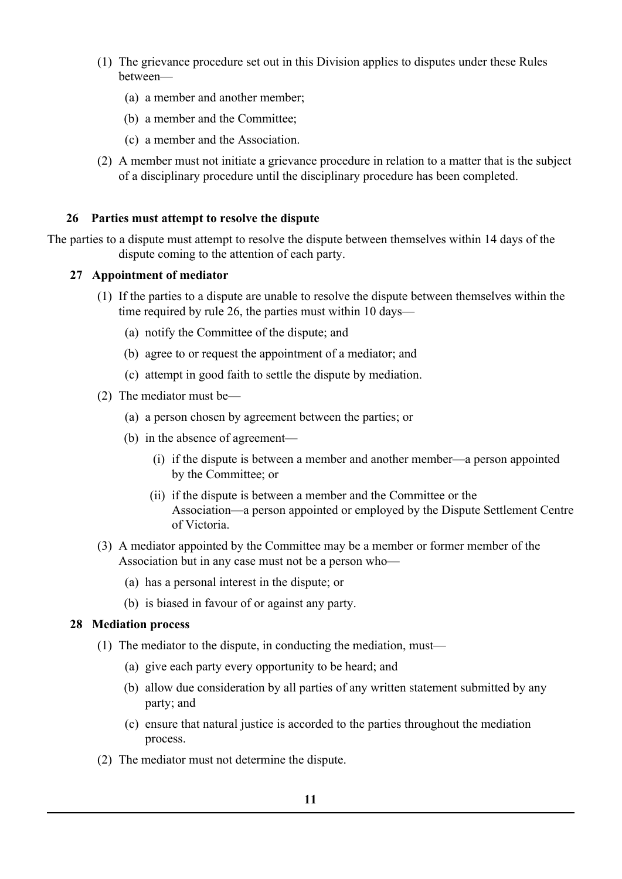(1) The grievance procedure set out in this Division applies to disputes under these Rules between—

   (a) a member and another member;

   (b) a member and the Committee;

   (c) a member and the Association.

(2) A member must not initiate a grievance procedure in relation to a matter that is the subject of a disciplinary procedure until the disciplinary procedure has been completed.

### 26 Parties must attempt to resolve the dispute

The parties to a dispute must attempt to resolve the dispute between themselves within 14 days of the dispute coming to the attention of each party.

### 27 Appointment of mediator

(1) If the parties to a dispute are unable to resolve the dispute between themselves within the time required by rule 26, the parties must within 10 days—

   (a) notify the Committee of the dispute; and

   (b) agree to or request the appointment of a mediator; and

   (c) attempt in good faith to settle the dispute by mediation.

(2) The mediator must be—

   (a) a person chosen by agreement between the parties; or

   (b) in the absence of agreement—

      (i) if the dispute is between a member and another member—a person appointed by the Committee; or

      (ii) if the dispute is between a member and the Committee or the Association—a person appointed or employed by the Dispute Settlement Centre of Victoria.

(3) A mediator appointed by the Committee may be a member or former member of the Association but in any case must not be a person who—

   (a) has a personal interest in the dispute; or

   (b) is biased in favour of or against any party.

### 28 Mediation process

(1) The mediator to the dispute, in conducting the mediation, must—

   (a) give each party every opportunity to be heard; and

   (b) allow due consideration by all parties of any written statement submitted by any party; and

   (c) ensure that natural justice is accorded to the parties throughout the mediation process.

(2) The mediator must not determine the dispute.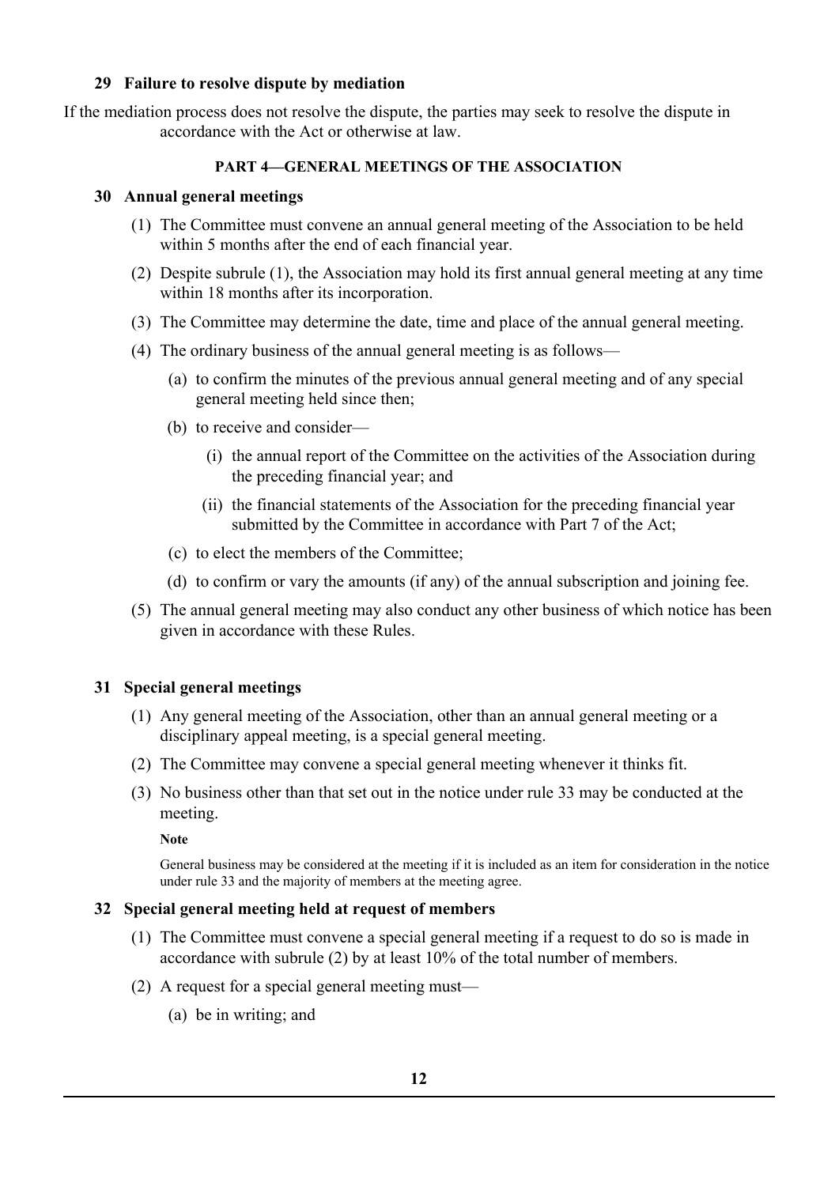### 29 Failure to resolve dispute by mediation

If the mediation process does not resolve the dispute, the parties may seek to resolve the dispute in accordance with the Act or otherwise at law.

## PART 4—GENERAL MEETINGS OF THE ASSOCIATION

### 30 Annual general meetings

(1) The Committee must convene an annual general meeting of the Association to be held within 5 months after the end of each financial year.

(2) Despite subrule (1), the Association may hold its first annual general meeting at any time within 18 months after its incorporation.

(3) The Committee may determine the date, time and place of the annual general meeting.

(4) The ordinary business of the annual general meeting is as follows—

- (a) to confirm the minutes of the previous annual general meeting and of any special general meeting held since then;
- (b) to receive and consider—
  - (i) the annual report of the Committee on the activities of the Association during the preceding financial year; and
  - (ii) the financial statements of the Association for the preceding financial year submitted by the Committee in accordance with Part 7 of the Act;
- (c) to elect the members of the Committee;
- (d) to confirm or vary the amounts (if any) of the annual subscription and joining fee.

(5) The annual general meeting may also conduct any other business of which notice has been given in accordance with these Rules.

### 31 Special general meetings

(1) Any general meeting of the Association, other than an annual general meeting or a disciplinary appeal meeting, is a special general meeting.

(2) The Committee may convene a special general meeting whenever it thinks fit.

(3) No business other than that set out in the notice under rule 33 may be conducted at the meeting.

**Note**

General business may be considered at the meeting if it is included as an item for consideration in the notice under rule 33 and the majority of members at the meeting agree.

### 32 Special general meeting held at request of members

(1) The Committee must convene a special general meeting if a request to do so is made in accordance with subrule (2) by at least 10% of the total number of members.

(2) A request for a special general meeting must—

- (a) be in writing; and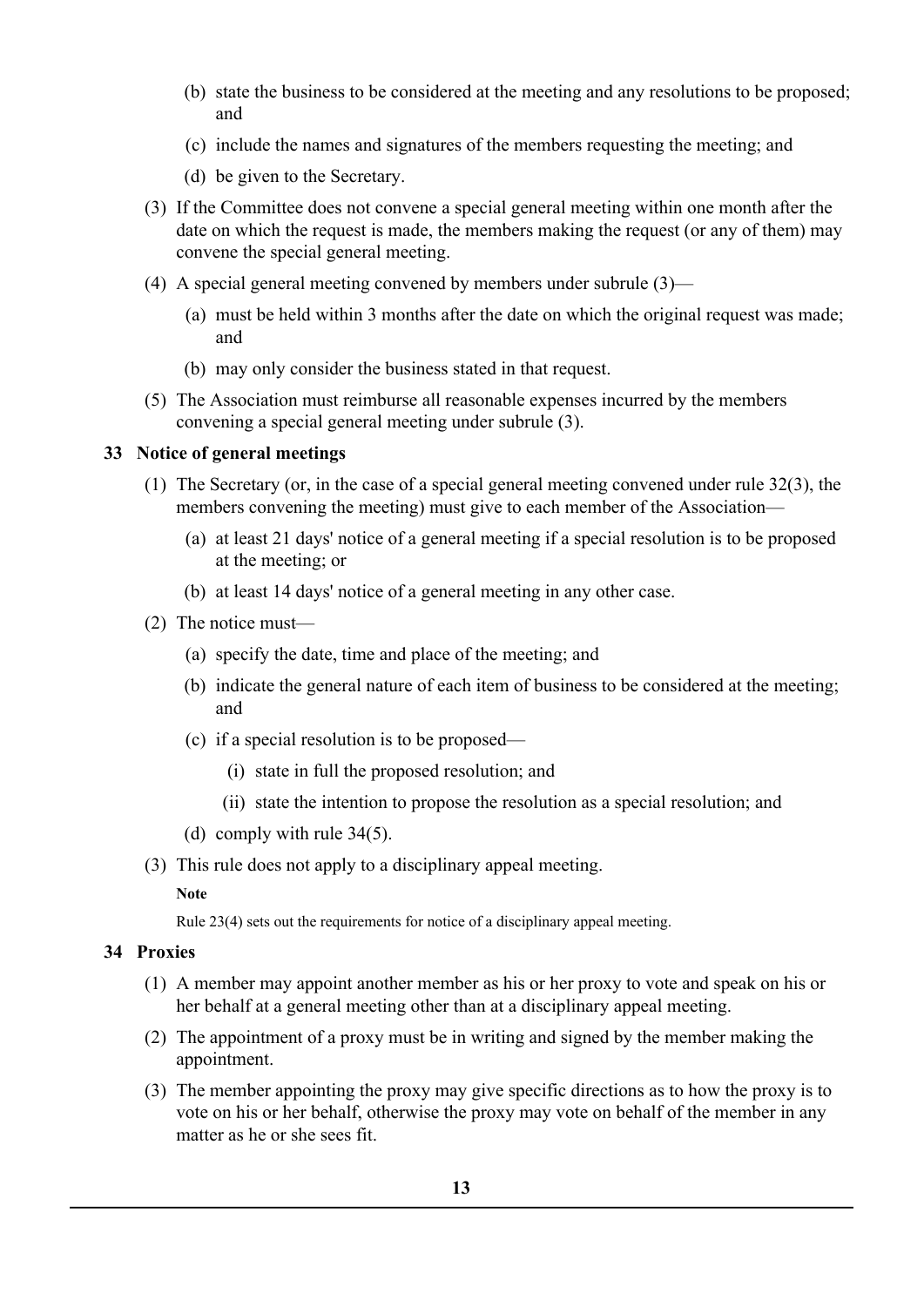(b) state the business to be considered at the meeting and any resolutions to be proposed; and

(c) include the names and signatures of the members requesting the meeting; and

(d) be given to the Secretary.

(3) If the Committee does not convene a special general meeting within one month after the date on which the request is made, the members making the request (or any of them) may convene the special general meeting.

(4) A special general meeting convened by members under subrule (3)—

(a) must be held within 3 months after the date on which the original request was made; and

(b) may only consider the business stated in that request.

(5) The Association must reimburse all reasonable expenses incurred by the members convening a special general meeting under subrule (3).

### 33 Notice of general meetings

(1) The Secretary (or, in the case of a special general meeting convened under rule 32(3), the members convening the meeting) must give to each member of the Association—

(a) at least 21 days' notice of a general meeting if a special resolution is to be proposed at the meeting; or

(b) at least 14 days' notice of a general meeting in any other case.

(2) The notice must—

(a) specify the date, time and place of the meeting; and

(b) indicate the general nature of each item of business to be considered at the meeting; and

(c) if a special resolution is to be proposed—

(i) state in full the proposed resolution; and

(ii) state the intention to propose the resolution as a special resolution; and

(d) comply with rule 34(5).

(3) This rule does not apply to a disciplinary appeal meeting.

**Note**

Rule 23(4) sets out the requirements for notice of a disciplinary appeal meeting.

### 34 Proxies

(1) A member may appoint another member as his or her proxy to vote and speak on his or her behalf at a general meeting other than at a disciplinary appeal meeting.

(2) The appointment of a proxy must be in writing and signed by the member making the appointment.

(3) The member appointing the proxy may give specific directions as to how the proxy is to vote on his or her behalf, otherwise the proxy may vote on behalf of the member in any matter as he or she sees fit.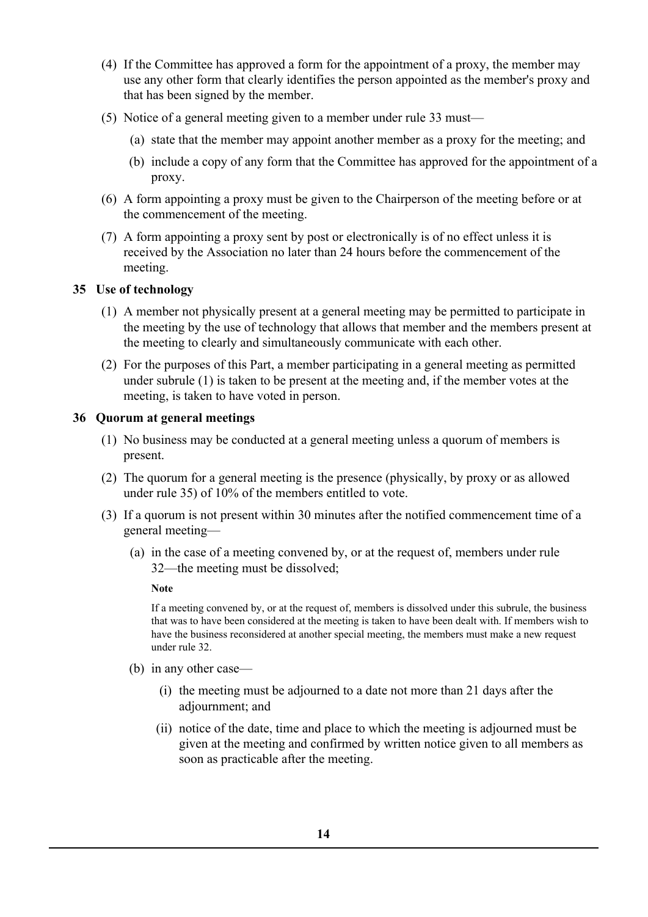(4) If the Committee has approved a form for the appointment of a proxy, the member may use any other form that clearly identifies the person appointed as the member's proxy and that has been signed by the member.

(5) Notice of a general meeting given to a member under rule 33 must—

(a) state that the member may appoint another member as a proxy for the meeting; and

(b) include a copy of any form that the Committee has approved for the appointment of a proxy.

(6) A form appointing a proxy must be given to the Chairperson of the meeting before or at the commencement of the meeting.

(7) A form appointing a proxy sent by post or electronically is of no effect unless it is received by the Association no later than 24 hours before the commencement of the meeting.

### 35 Use of technology

(1) A member not physically present at a general meeting may be permitted to participate in the meeting by the use of technology that allows that member and the members present at the meeting to clearly and simultaneously communicate with each other.

(2) For the purposes of this Part, a member participating in a general meeting as permitted under subrule (1) is taken to be present at the meeting and, if the member votes at the meeting, is taken to have voted in person.

### 36 Quorum at general meetings

(1) No business may be conducted at a general meeting unless a quorum of members is present.

(2) The quorum for a general meeting is the presence (physically, by proxy or as allowed under rule 35) of 10% of the members entitled to vote.

(3) If a quorum is not present within 30 minutes after the notified commencement time of a general meeting—

(a) in the case of a meeting convened by, or at the request of, members under rule 32—the meeting must be dissolved;

**Note**

If a meeting convened by, or at the request of, members is dissolved under this subrule, the business that was to have been considered at the meeting is taken to have been dealt with. If members wish to have the business reconsidered at another special meeting, the members must make a new request under rule 32.

(b) in any other case—

(i) the meeting must be adjourned to a date not more than 21 days after the adjournment; and

(ii) notice of the date, time and place to which the meeting is adjourned must be given at the meeting and confirmed by written notice given to all members as soon as practicable after the meeting.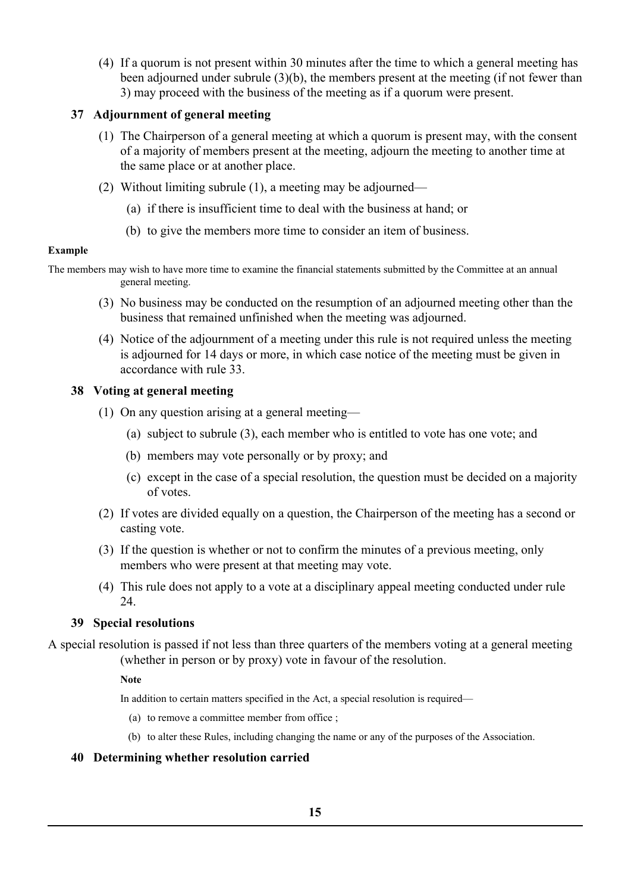(4) If a quorum is not present within 30 minutes after the time to which a general meeting has been adjourned under subrule (3)(b), the members present at the meeting (if not fewer than 3) may proceed with the business of the meeting as if a quorum were present.

### 37 Adjournment of general meeting

(1) The Chairperson of a general meeting at which a quorum is present may, with the consent of a majority of members present at the meeting, adjourn the meeting to another time at the same place or at another place.

(2) Without limiting subrule (1), a meeting may be adjourned—

(a) if there is insufficient time to deal with the business at hand; or

(b) to give the members more time to consider an item of business.

**Example**

The members may wish to have more time to examine the financial statements submitted by the Committee at an annual general meeting.

(3) No business may be conducted on the resumption of an adjourned meeting other than the business that remained unfinished when the meeting was adjourned.

(4) Notice of the adjournment of a meeting under this rule is not required unless the meeting is adjourned for 14 days or more, in which case notice of the meeting must be given in accordance with rule 33.

### 38 Voting at general meeting

(1) On any question arising at a general meeting—

(a) subject to subrule (3), each member who is entitled to vote has one vote; and

(b) members may vote personally or by proxy; and

(c) except in the case of a special resolution, the question must be decided on a majority of votes.

(2) If votes are divided equally on a question, the Chairperson of the meeting has a second or casting vote.

(3) If the question is whether or not to confirm the minutes of a previous meeting, only members who were present at that meeting may vote.

(4) This rule does not apply to a vote at a disciplinary appeal meeting conducted under rule 24.

### 39 Special resolutions

A special resolution is passed if not less than three quarters of the members voting at a general meeting (whether in person or by proxy) vote in favour of the resolution.

**Note**

In addition to certain matters specified in the Act, a special resolution is required—

(a) to remove a committee member from office ;

(b) to alter these Rules, including changing the name or any of the purposes of the Association.

### 40 Determining whether resolution carried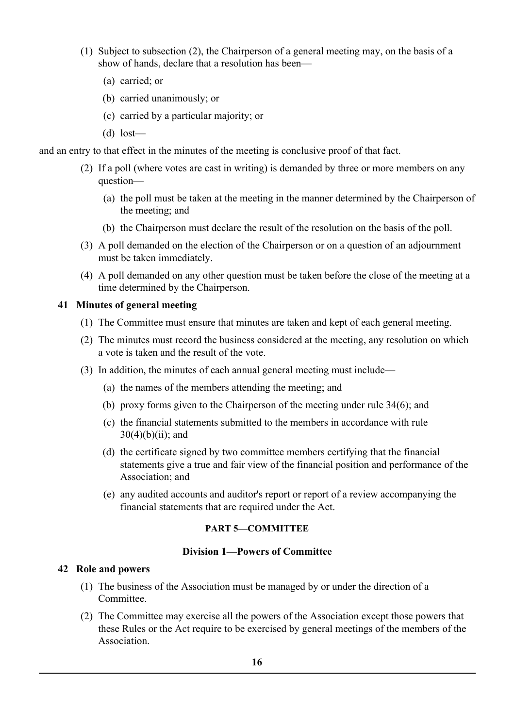(1) Subject to subsection (2), the Chairperson of a general meeting may, on the basis of a show of hands, declare that a resolution has been—

(a) carried; or

(b) carried unanimously; or

(c) carried by a particular majority; or

(d) lost—

and an entry to that effect in the minutes of the meeting is conclusive proof of that fact.

(2) If a poll (where votes are cast in writing) is demanded by three or more members on any question—

(a) the poll must be taken at the meeting in the manner determined by the Chairperson of the meeting; and

(b) the Chairperson must declare the result of the resolution on the basis of the poll.

(3) A poll demanded on the election of the Chairperson or on a question of an adjournment must be taken immediately.

(4) A poll demanded on any other question must be taken before the close of the meeting at a time determined by the Chairperson.

**41 Minutes of general meeting**

(1) The Committee must ensure that minutes are taken and kept of each general meeting.

(2) The minutes must record the business considered at the meeting, any resolution on which a vote is taken and the result of the vote.

(3) In addition, the minutes of each annual general meeting must include—

(a) the names of the members attending the meeting; and

(b) proxy forms given to the Chairperson of the meeting under rule 34(6); and

(c) the financial statements submitted to the members in accordance with rule 30(4)(b)(ii); and

(d) the certificate signed by two committee members certifying that the financial statements give a true and fair view of the financial position and performance of the Association; and

(e) any audited accounts and auditor's report or report of a review accompanying the financial statements that are required under the Act.

## PART 5—COMMITTEE

### Division 1—Powers of Committee

**42 Role and powers**

(1) The business of the Association must be managed by or under the direction of a Committee.

(2) The Committee may exercise all the powers of the Association except those powers that these Rules or the Act require to be exercised by general meetings of the members of the Association.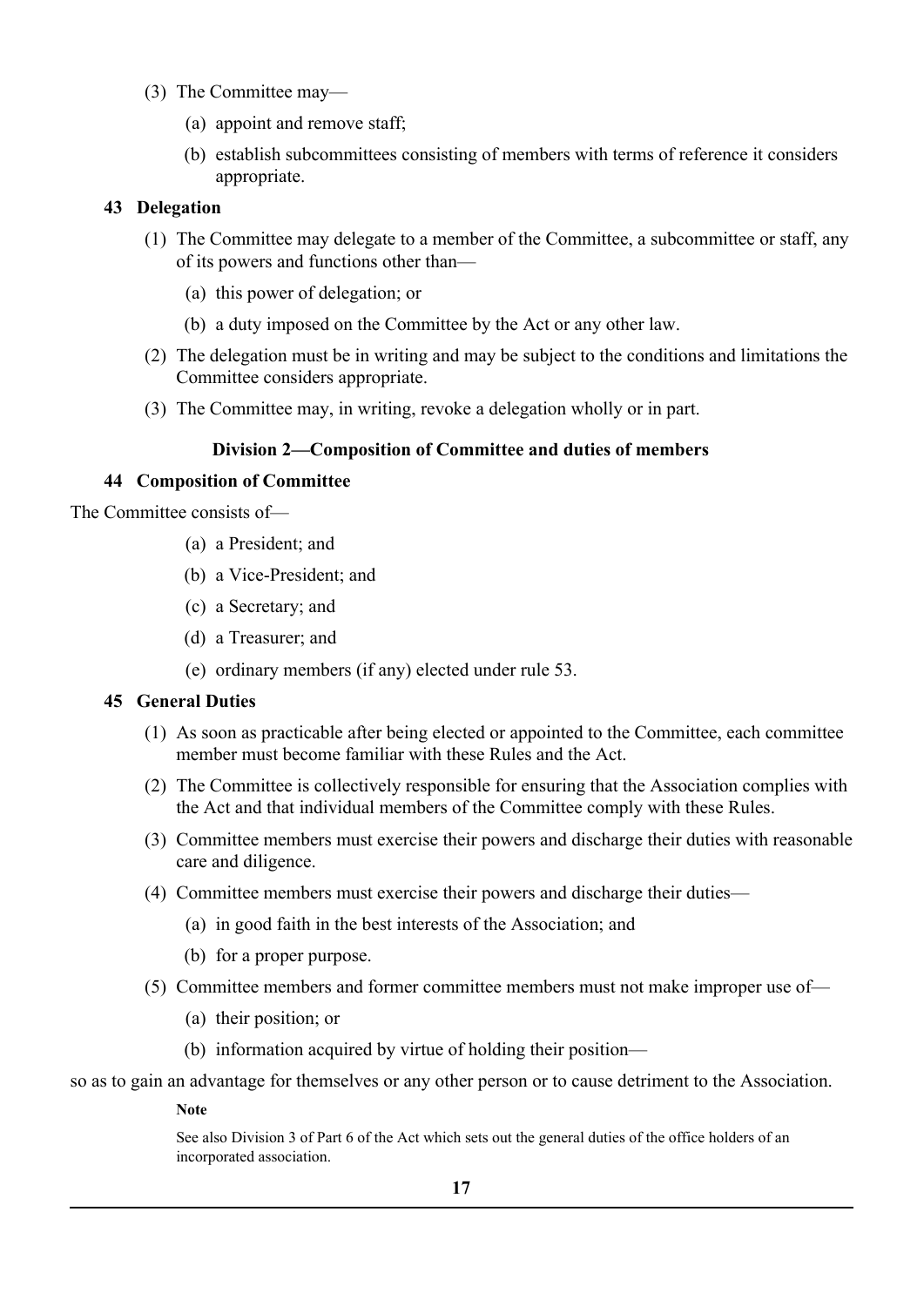(3) The Committee may—

(a) appoint and remove staff;

(b) establish subcommittees consisting of members with terms of reference it considers appropriate.

### 43 Delegation

(1) The Committee may delegate to a member of the Committee, a subcommittee or staff, any of its powers and functions other than—

(a) this power of delegation; or

(b) a duty imposed on the Committee by the Act or any other law.

(2) The delegation must be in writing and may be subject to the conditions and limitations the Committee considers appropriate.

(3) The Committee may, in writing, revoke a delegation wholly or in part.

## Division 2—Composition of Committee and duties of members

### 44 Composition of Committee

The Committee consists of—

(a) a President; and

(b) a Vice-President; and

(c) a Secretary; and

(d) a Treasurer; and

(e) ordinary members (if any) elected under rule 53.

### 45 General Duties

(1) As soon as practicable after being elected or appointed to the Committee, each committee member must become familiar with these Rules and the Act.

(2) The Committee is collectively responsible for ensuring that the Association complies with the Act and that individual members of the Committee comply with these Rules.

(3) Committee members must exercise their powers and discharge their duties with reasonable care and diligence.

(4) Committee members must exercise their powers and discharge their duties—

(a) in good faith in the best interests of the Association; and

(b) for a proper purpose.

(5) Committee members and former committee members must not make improper use of—

(a) their position; or

(b) information acquired by virtue of holding their position—

so as to gain an advantage for themselves or any other person or to cause detriment to the Association.

**Note**

See also Division 3 of Part 6 of the Act which sets out the general duties of the office holders of an incorporated association.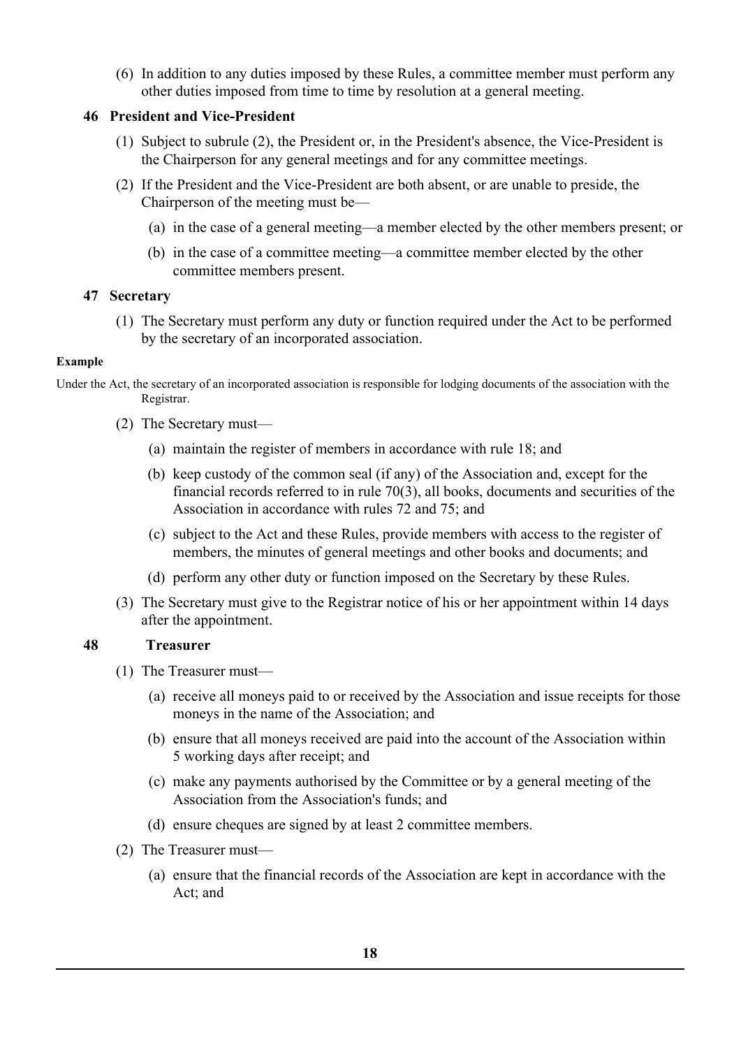(6) In addition to any duties imposed by these Rules, a committee member must perform any other duties imposed from time to time by resolution at a general meeting.

### 46 President and Vice-President

(1) Subject to subrule (2), the President or, in the President's absence, the Vice-President is the Chairperson for any general meetings and for any committee meetings.

(2) If the President and the Vice-President are both absent, or are unable to preside, the Chairperson of the meeting must be—

- (a) in the case of a general meeting—a member elected by the other members present; or
- (b) in the case of a committee meeting—a committee member elected by the other committee members present.

### 47 Secretary

(1) The Secretary must perform any duty or function required under the Act to be performed by the secretary of an incorporated association.

**Example**

Under the Act, the secretary of an incorporated association is responsible for lodging documents of the association with the Registrar.

(2) The Secretary must—

- (a) maintain the register of members in accordance with rule 18; and
- (b) keep custody of the common seal (if any) of the Association and, except for the financial records referred to in rule 70(3), all books, documents and securities of the Association in accordance with rules 72 and 75; and
- (c) subject to the Act and these Rules, provide members with access to the register of members, the minutes of general meetings and other books and documents; and
- (d) perform any other duty or function imposed on the Secretary by these Rules.

(3) The Secretary must give to the Registrar notice of his or her appointment within 14 days after the appointment.

### 48 Treasurer

(1) The Treasurer must—

- (a) receive all moneys paid to or received by the Association and issue receipts for those moneys in the name of the Association; and
- (b) ensure that all moneys received are paid into the account of the Association within 5 working days after receipt; and
- (c) make any payments authorised by the Committee or by a general meeting of the Association from the Association's funds; and
- (d) ensure cheques are signed by at least 2 committee members.

(2) The Treasurer must—

- (a) ensure that the financial records of the Association are kept in accordance with the Act; and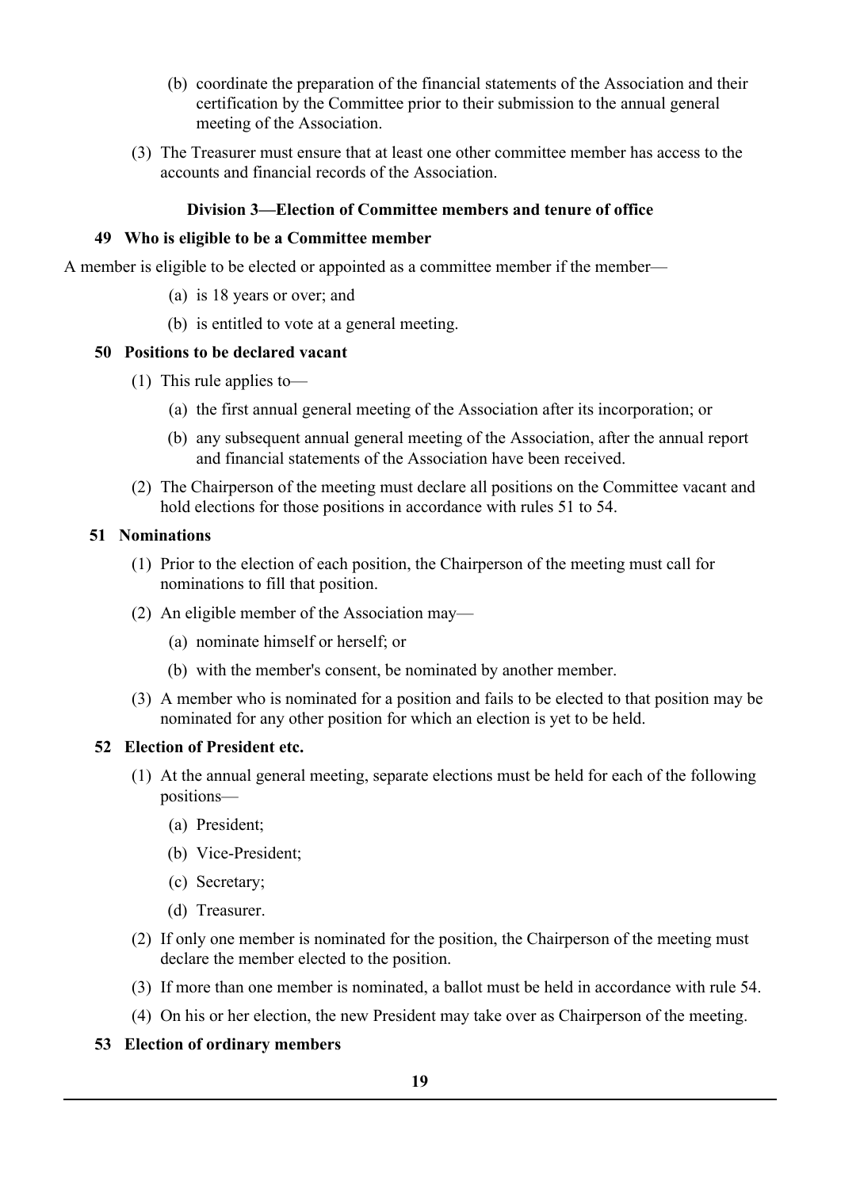(b) coordinate the preparation of the financial statements of the Association and their certification by the Committee prior to their submission to the annual general meeting of the Association.

(3) The Treasurer must ensure that at least one other committee member has access to the accounts and financial records of the Association.

### Division 3—Election of Committee members and tenure of office

#### 49 Who is eligible to be a Committee member

A member is eligible to be elected or appointed as a committee member if the member—

(a) is 18 years or over; and

(b) is entitled to vote at a general meeting.

#### 50 Positions to be declared vacant

(1) This rule applies to—

(a) the first annual general meeting of the Association after its incorporation; or

(b) any subsequent annual general meeting of the Association, after the annual report and financial statements of the Association have been received.

(2) The Chairperson of the meeting must declare all positions on the Committee vacant and hold elections for those positions in accordance with rules 51 to 54.

#### 51 Nominations

(1) Prior to the election of each position, the Chairperson of the meeting must call for nominations to fill that position.

(2) An eligible member of the Association may—

(a) nominate himself or herself; or

(b) with the member's consent, be nominated by another member.

(3) A member who is nominated for a position and fails to be elected to that position may be nominated for any other position for which an election is yet to be held.

#### 52 Election of President etc.

(1) At the annual general meeting, separate elections must be held for each of the following positions—

(a) President;

(b) Vice-President;

(c) Secretary;

(d) Treasurer.

(2) If only one member is nominated for the position, the Chairperson of the meeting must declare the member elected to the position.

(3) If more than one member is nominated, a ballot must be held in accordance with rule 54.

(4) On his or her election, the new President may take over as Chairperson of the meeting.

#### 53 Election of ordinary members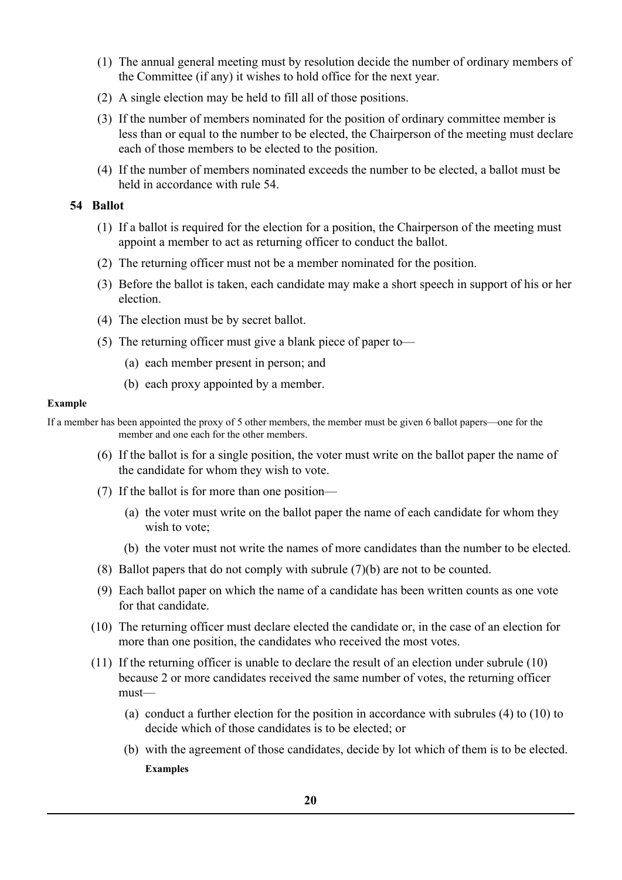(1) The annual general meeting must by resolution decide the number of ordinary members of the Committee (if any) it wishes to hold office for the next year.

(2) A single election may be held to fill all of those positions.

(3) If the number of members nominated for the position of ordinary committee member is less than or equal to the number to be elected, the Chairperson of the meeting must declare each of those members to be elected to the position.

(4) If the number of members nominated exceeds the number to be elected, a ballot must be held in accordance with rule 54.

### 54 Ballot

(1) If a ballot is required for the election for a position, the Chairperson of the meeting must appoint a member to act as returning officer to conduct the ballot.

(2) The returning officer must not be a member nominated for the position.

(3) Before the ballot is taken, each candidate may make a short speech in support of his or her election.

(4) The election must be by secret ballot.

(5) The returning officer must give a blank piece of paper to—

(a) each member present in person; and

(b) each proxy appointed by a member.

**Example**

If a member has been appointed the proxy of 5 other members, the member must be given 6 ballot papers—one for the member and one each for the other members.

(6) If the ballot is for a single position, the voter must write on the ballot paper the name of the candidate for whom they wish to vote.

(7) If the ballot is for more than one position—

(a) the voter must write on the ballot paper the name of each candidate for whom they wish to vote;

(b) the voter must not write the names of more candidates than the number to be elected.

(8) Ballot papers that do not comply with subrule (7)(b) are not to be counted.

(9) Each ballot paper on which the name of a candidate has been written counts as one vote for that candidate.

(10) The returning officer must declare elected the candidate or, in the case of an election for more than one position, the candidates who received the most votes.

(11) If the returning officer is unable to declare the result of an election under subrule (10) because 2 or more candidates received the same number of votes, the returning officer must—

(a) conduct a further election for the position in accordance with subrules (4) to (10) to decide which of those candidates is to be elected; or

(b) with the agreement of those candidates, decide by lot which of them is to be elected.

**Examples**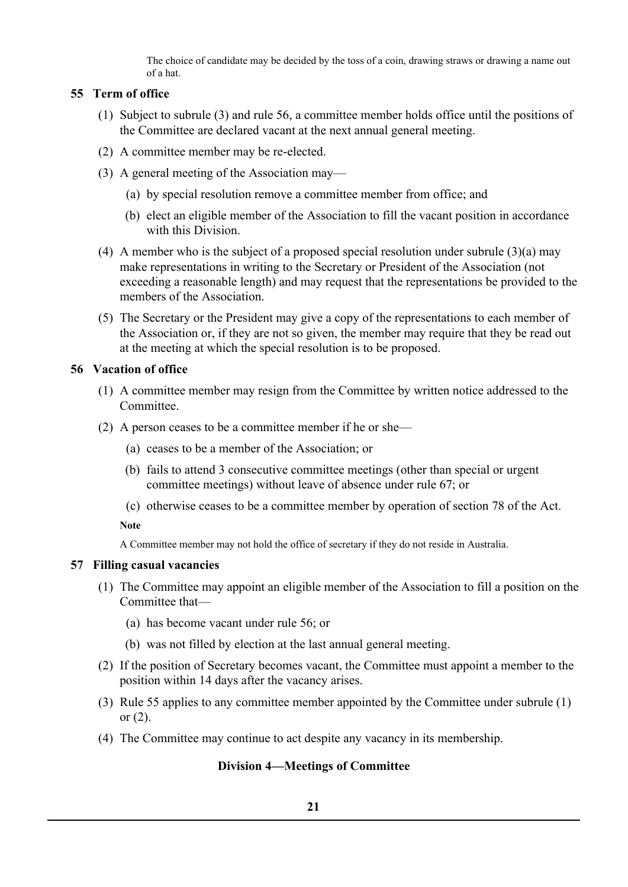The choice of candidate may be decided by the toss of a coin, drawing straws or drawing a name out of a hat.

### 55 Term of office

(1) Subject to subrule (3) and rule 56, a committee member holds office until the positions of the Committee are declared vacant at the next annual general meeting.

(2) A committee member may be re-elected.

(3) A general meeting of the Association may—

  (a) by special resolution remove a committee member from office; and

  (b) elect an eligible member of the Association to fill the vacant position in accordance with this Division.

(4) A member who is the subject of a proposed special resolution under subrule (3)(a) may make representations in writing to the Secretary or President of the Association (not exceeding a reasonable length) and may request that the representations be provided to the members of the Association.

(5) The Secretary or the President may give a copy of the representations to each member of the Association or, if they are not so given, the member may require that they be read out at the meeting at which the special resolution is to be proposed.

### 56 Vacation of office

(1) A committee member may resign from the Committee by written notice addressed to the Committee.

(2) A person ceases to be a committee member if he or she—

  (a) ceases to be a member of the Association; or

  (b) fails to attend 3 consecutive committee meetings (other than special or urgent committee meetings) without leave of absence under rule 67; or

  (c) otherwise ceases to be a committee member by operation of section 78 of the Act.

**Note**

A Committee member may not hold the office of secretary if they do not reside in Australia.

### 57 Filling casual vacancies

(1) The Committee may appoint an eligible member of the Association to fill a position on the Committee that—

  (a) has become vacant under rule 56; or

  (b) was not filled by election at the last annual general meeting.

(2) If the position of Secretary becomes vacant, the Committee must appoint a member to the position within 14 days after the vacancy arises.

(3) Rule 55 applies to any committee member appointed by the Committee under subrule (1) or (2).

(4) The Committee may continue to act despite any vacancy in its membership.

## Division 4—Meetings of Committee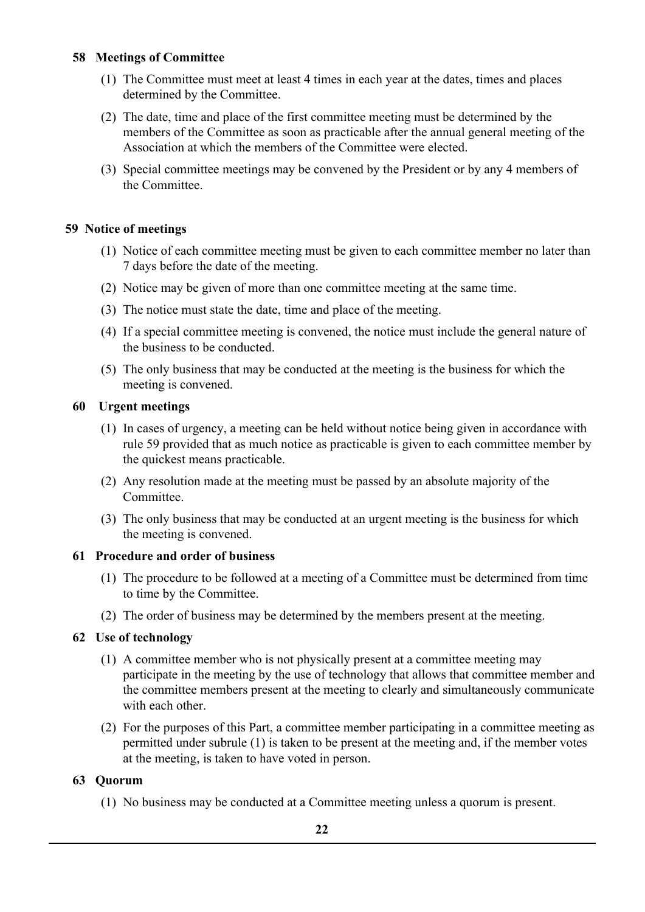## 58 Meetings of Committee

(1) The Committee must meet at least 4 times in each year at the dates, times and places determined by the Committee.

(2) The date, time and place of the first committee meeting must be determined by the members of the Committee as soon as practicable after the annual general meeting of the Association at which the members of the Committee were elected.

(3) Special committee meetings may be convened by the President or by any 4 members of the Committee.

## 59 Notice of meetings

(1) Notice of each committee meeting must be given to each committee member no later than 7 days before the date of the meeting.

(2) Notice may be given of more than one committee meeting at the same time.

(3) The notice must state the date, time and place of the meeting.

(4) If a special committee meeting is convened, the notice must include the general nature of the business to be conducted.

(5) The only business that may be conducted at the meeting is the business for which the meeting is convened.

## 60 Urgent meetings

(1) In cases of urgency, a meeting can be held without notice being given in accordance with rule 59 provided that as much notice as practicable is given to each committee member by the quickest means practicable.

(2) Any resolution made at the meeting must be passed by an absolute majority of the Committee.

(3) The only business that may be conducted at an urgent meeting is the business for which the meeting is convened.

## 61 Procedure and order of business

(1) The procedure to be followed at a meeting of a Committee must be determined from time to time by the Committee.

(2) The order of business may be determined by the members present at the meeting.

## 62 Use of technology

(1) A committee member who is not physically present at a committee meeting may participate in the meeting by the use of technology that allows that committee member and the committee members present at the meeting to clearly and simultaneously communicate with each other.

(2) For the purposes of this Part, a committee member participating in a committee meeting as permitted under subrule (1) is taken to be present at the meeting and, if the member votes at the meeting, is taken to have voted in person.

## 63 Quorum

(1) No business may be conducted at a Committee meeting unless a quorum is present.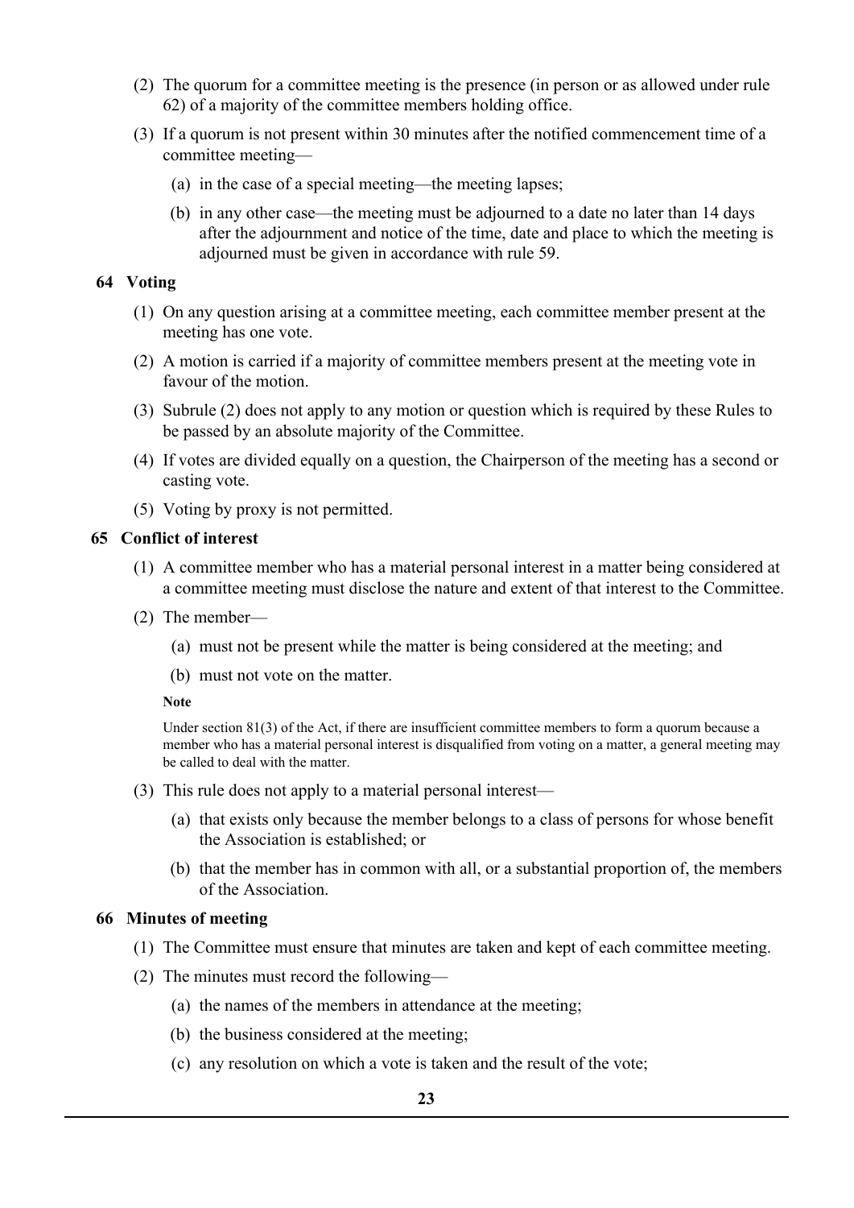(2) The quorum for a committee meeting is the presence (in person or as allowed under rule 62) of a majority of the committee members holding office.

(3) If a quorum is not present within 30 minutes after the notified commencement time of a committee meeting—

(a) in the case of a special meeting—the meeting lapses;

(b) in any other case—the meeting must be adjourned to a date no later than 14 days after the adjournment and notice of the time, date and place to which the meeting is adjourned must be given in accordance with rule 59.

### 64 Voting

(1) On any question arising at a committee meeting, each committee member present at the meeting has one vote.

(2) A motion is carried if a majority of committee members present at the meeting vote in favour of the motion.

(3) Subrule (2) does not apply to any motion or question which is required by these Rules to be passed by an absolute majority of the Committee.

(4) If votes are divided equally on a question, the Chairperson of the meeting has a second or casting vote.

(5) Voting by proxy is not permitted.

### 65 Conflict of interest

(1) A committee member who has a material personal interest in a matter being considered at a committee meeting must disclose the nature and extent of that interest to the Committee.

(2) The member—

(a) must not be present while the matter is being considered at the meeting; and

(b) must not vote on the matter.

**Note**

Under section 81(3) of the Act, if there are insufficient committee members to form a quorum because a member who has a material personal interest is disqualified from voting on a matter, a general meeting may be called to deal with the matter.

(3) This rule does not apply to a material personal interest—

(a) that exists only because the member belongs to a class of persons for whose benefit the Association is established; or

(b) that the member has in common with all, or a substantial proportion of, the members of the Association.

### 66 Minutes of meeting

(1) The Committee must ensure that minutes are taken and kept of each committee meeting.

(2) The minutes must record the following—

(a) the names of the members in attendance at the meeting;

(b) the business considered at the meeting;

(c) any resolution on which a vote is taken and the result of the vote;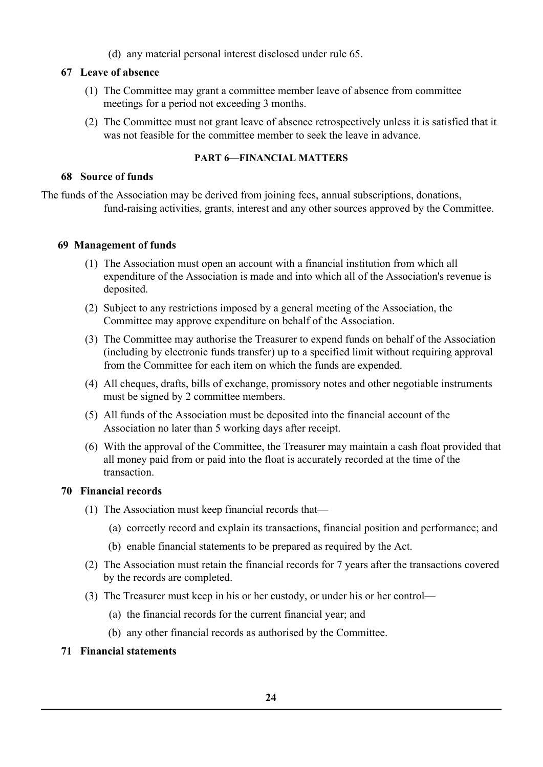(d) any material personal interest disclosed under rule 65.

### 67 Leave of absence

(1) The Committee may grant a committee member leave of absence from committee meetings for a period not exceeding 3 months.

(2) The Committee must not grant leave of absence retrospectively unless it is satisfied that it was not feasible for the committee member to seek the leave in advance.

## PART 6—FINANCIAL MATTERS

### 68 Source of funds

The funds of the Association may be derived from joining fees, annual subscriptions, donations, fund-raising activities, grants, interest and any other sources approved by the Committee.

### 69 Management of funds

(1) The Association must open an account with a financial institution from which all expenditure of the Association is made and into which all of the Association's revenue is deposited.

(2) Subject to any restrictions imposed by a general meeting of the Association, the Committee may approve expenditure on behalf of the Association.

(3) The Committee may authorise the Treasurer to expend funds on behalf of the Association (including by electronic funds transfer) up to a specified limit without requiring approval from the Committee for each item on which the funds are expended.

(4) All cheques, drafts, bills of exchange, promissory notes and other negotiable instruments must be signed by 2 committee members.

(5) All funds of the Association must be deposited into the financial account of the Association no later than 5 working days after receipt.

(6) With the approval of the Committee, the Treasurer may maintain a cash float provided that all money paid from or paid into the float is accurately recorded at the time of the transaction.

### 70 Financial records

(1) The Association must keep financial records that—

(a) correctly record and explain its transactions, financial position and performance; and

(b) enable financial statements to be prepared as required by the Act.

(2) The Association must retain the financial records for 7 years after the transactions covered by the records are completed.

(3) The Treasurer must keep in his or her custody, or under his or her control—

(a) the financial records for the current financial year; and

(b) any other financial records as authorised by the Committee.

### 71 Financial statements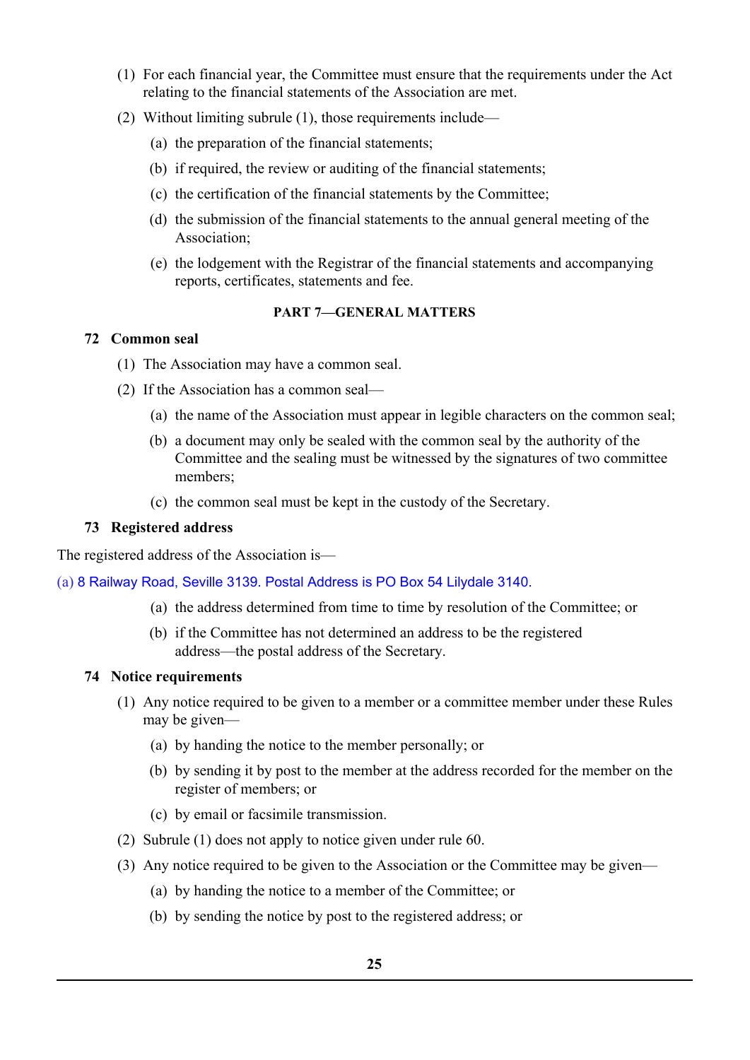(1) For each financial year, the Committee must ensure that the requirements under the Act relating to the financial statements of the Association are met.

(2) Without limiting subrule (1), those requirements include—

- (a) the preparation of the financial statements;
- (b) if required, the review or auditing of the financial statements;
- (c) the certification of the financial statements by the Committee;
- (d) the submission of the financial statements to the annual general meeting of the Association;
- (e) the lodgement with the Registrar of the financial statements and accompanying reports, certificates, statements and fee.

## PART 7—GENERAL MATTERS

### 72 Common seal

(1) The Association may have a common seal.

(2) If the Association has a common seal—

- (a) the name of the Association must appear in legible characters on the common seal;
- (b) a document may only be sealed with the common seal by the authority of the Committee and the sealing must be witnessed by the signatures of two committee members;
- (c) the common seal must be kept in the custody of the Secretary.

### 73 Registered address

The registered address of the Association is—

(a) 8 Railway Road, Seville 3139. Postal Address is PO Box 54 Lilydale 3140.

- (a) the address determined from time to time by resolution of the Committee; or
- (b) if the Committee has not determined an address to be the registered address—the postal address of the Secretary.

### 74 Notice requirements

(1) Any notice required to be given to a member or a committee member under these Rules may be given—

- (a) by handing the notice to the member personally; or
- (b) by sending it by post to the member at the address recorded for the member on the register of members; or
- (c) by email or facsimile transmission.

(2) Subrule (1) does not apply to notice given under rule 60.

(3) Any notice required to be given to the Association or the Committee may be given—

- (a) by handing the notice to a member of the Committee; or
- (b) by sending the notice by post to the registered address; or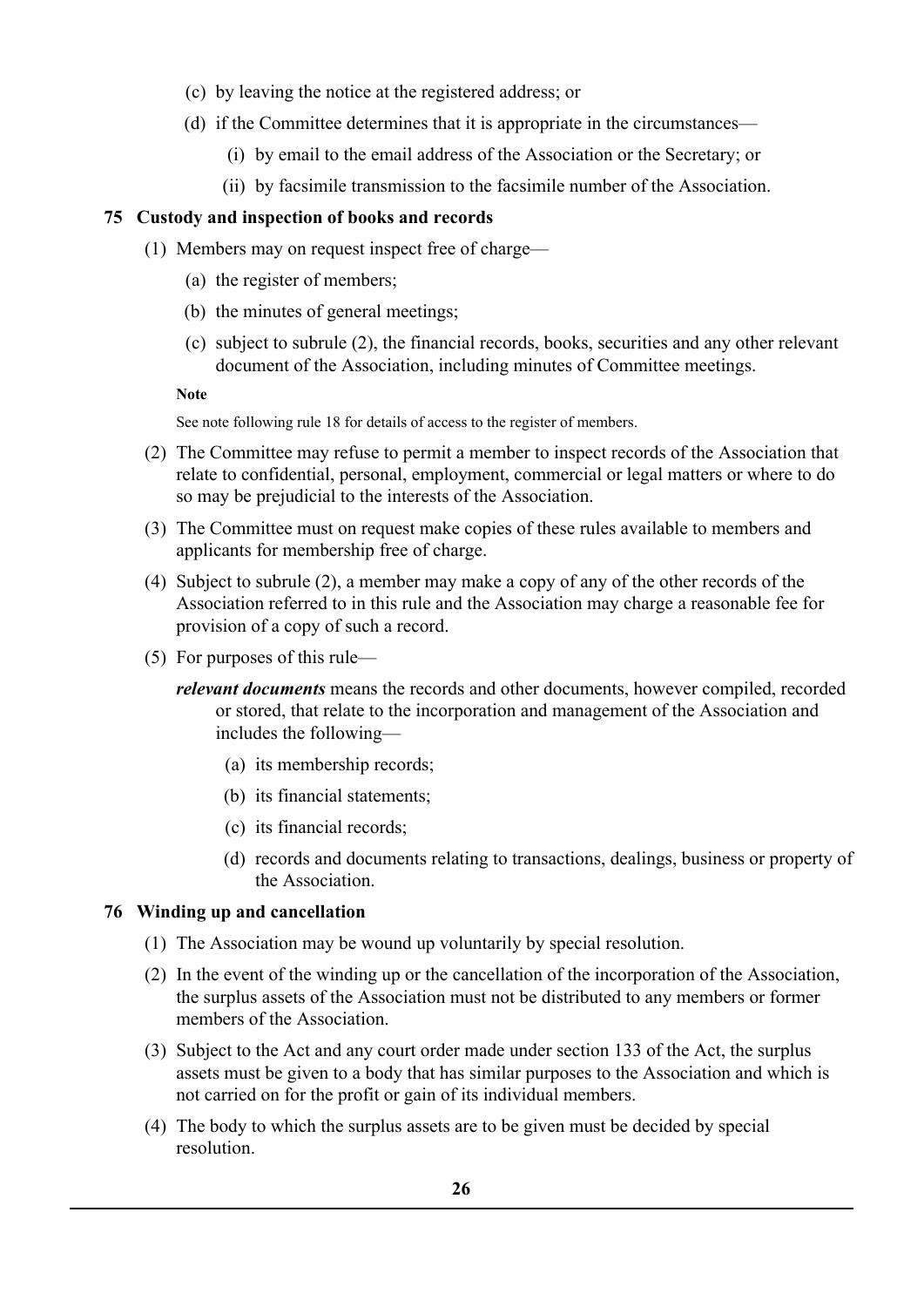(c) by leaving the notice at the registered address; or

(d) if the Committee determines that it is appropriate in the circumstances—

  (i) by email to the email address of the Association or the Secretary; or

  (ii) by facsimile transmission to the facsimile number of the Association.

### 75 Custody and inspection of books and records

(1) Members may on request inspect free of charge—

  (a) the register of members;

  (b) the minutes of general meetings;

  (c) subject to subrule (2), the financial records, books, securities and any other relevant document of the Association, including minutes of Committee meetings.

**Note**

See note following rule 18 for details of access to the register of members.

(2) The Committee may refuse to permit a member to inspect records of the Association that relate to confidential, personal, employment, commercial or legal matters or where to do so may be prejudicial to the interests of the Association.

(3) The Committee must on request make copies of these rules available to members and applicants for membership free of charge.

(4) Subject to subrule (2), a member may make a copy of any of the other records of the Association referred to in this rule and the Association may charge a reasonable fee for provision of a copy of such a record.

(5) For purposes of this rule—

***relevant documents*** means the records and other documents, however compiled, recorded or stored, that relate to the incorporation and management of the Association and includes the following—

  (a) its membership records;

  (b) its financial statements;

  (c) its financial records;

  (d) records and documents relating to transactions, dealings, business or property of the Association.

### 76 Winding up and cancellation

(1) The Association may be wound up voluntarily by special resolution.

(2) In the event of the winding up or the cancellation of the incorporation of the Association, the surplus assets of the Association must not be distributed to any members or former members of the Association.

(3) Subject to the Act and any court order made under section 133 of the Act, the surplus assets must be given to a body that has similar purposes to the Association and which is not carried on for the profit or gain of its individual members.

(4) The body to which the surplus assets are to be given must be decided by special resolution.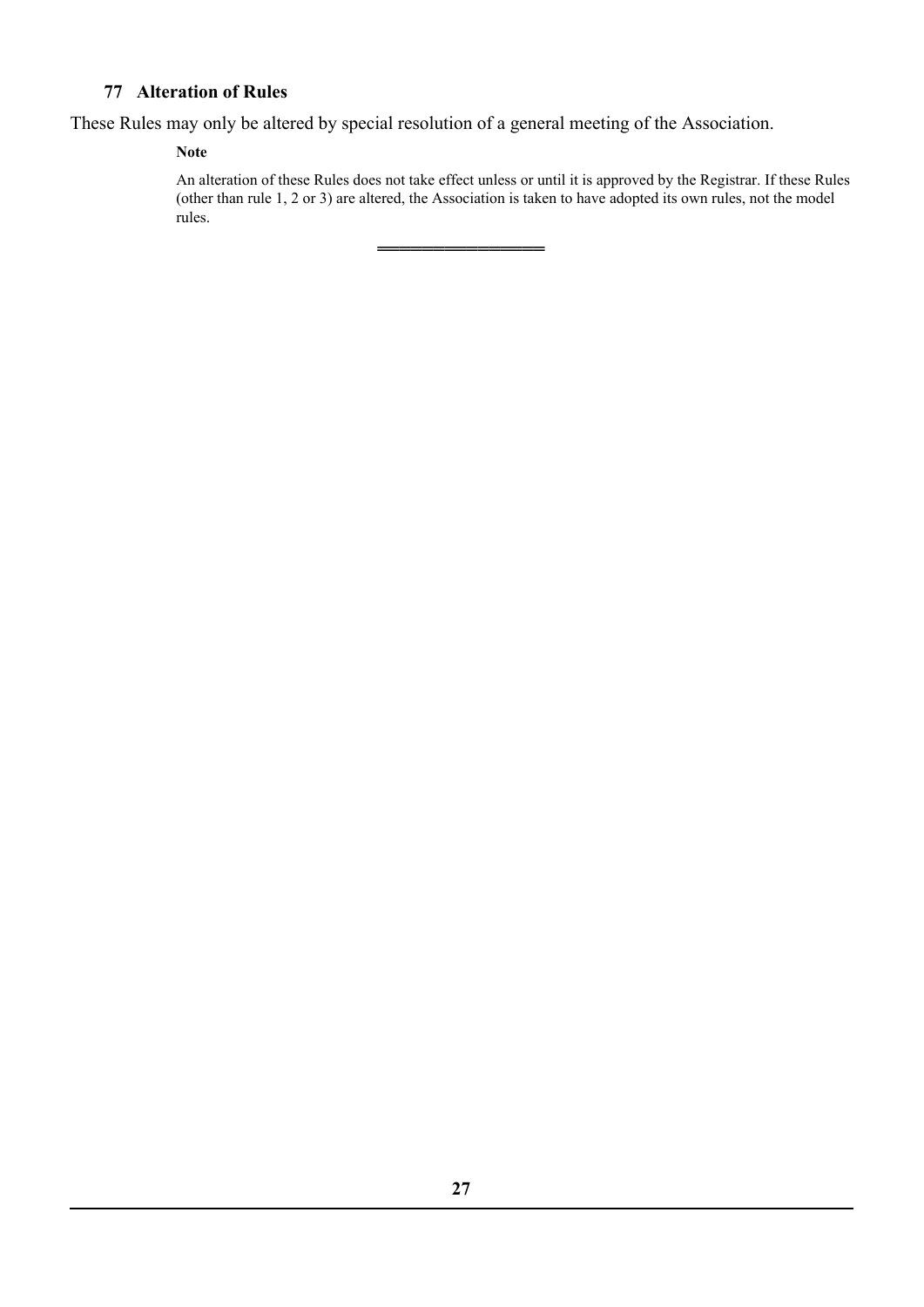### 77 Alteration of Rules

These Rules may only be altered by special resolution of a general meeting of the Association.

**Note**

An alteration of these Rules does not take effect unless or until it is approved by the Registrar. If these Rules (other than rule 1, 2 or 3) are altered, the Association is taken to have adopted its own rules, not the model rules.